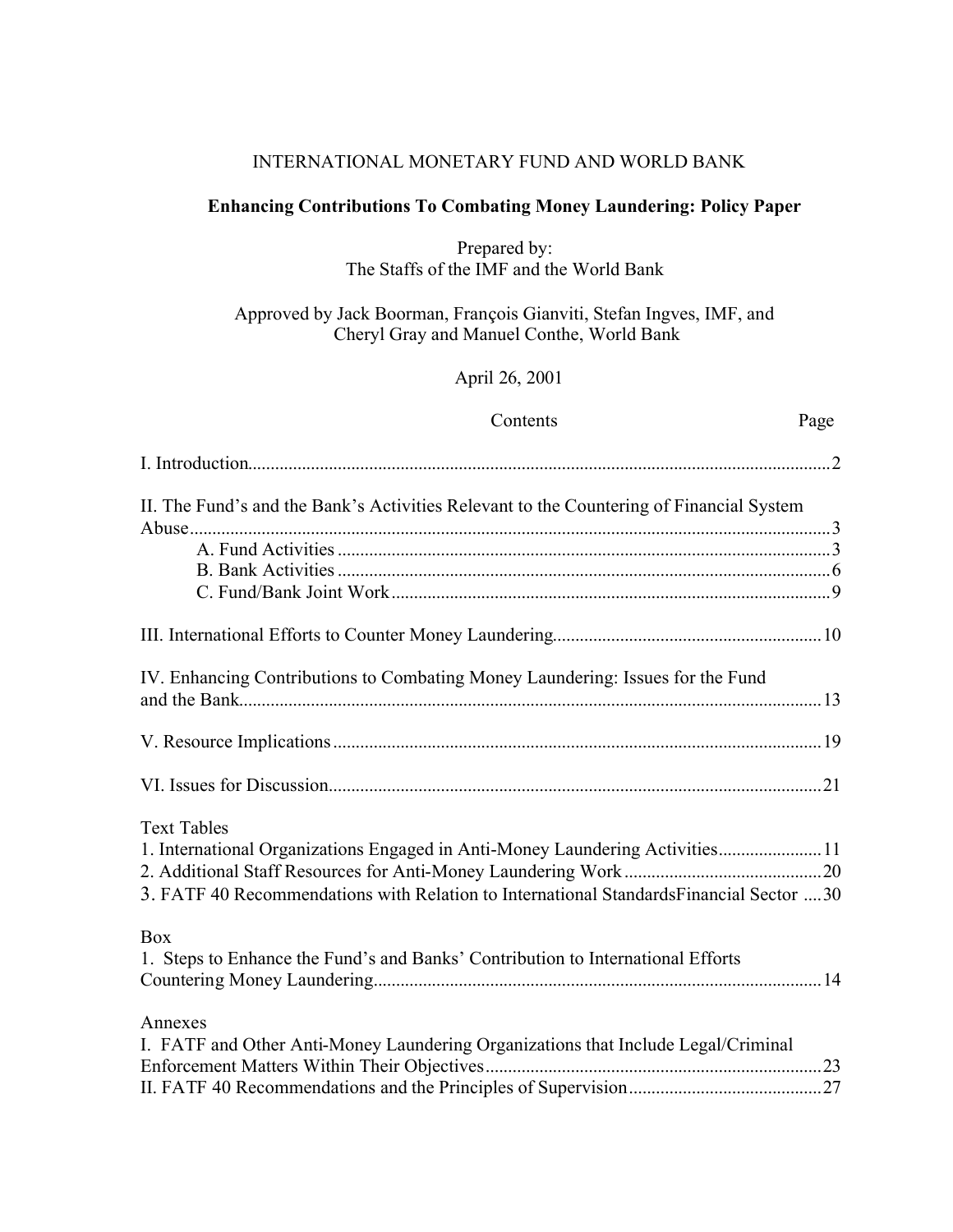INTERNATIONAL MONETARY FUND AND WORLD BANK

**Enhancing Contributions To Combating Money Laundering: Policy Paper**

Prepared by:
The Staffs of the IMF and the World Bank

Approved by Jack Boorman, François Gianviti, Stefan Ingves, IMF, and
Cheryl Gray and Manuel Conthe, World Bank

April 26, 2001

| Contents | Page |
|---|---|
| I. Introduction | 2 |
| II. The Fund's and the Bank's Activities Relevant to the Countering of Financial System Abuse | 3 |
| A. Fund Activities | 3 |
| B. Bank Activities | 6 |
| C. Fund/Bank Joint Work | 9 |
| III. International Efforts to Counter Money Laundering | 10 |
| IV. Enhancing Contributions to Combating Money Laundering: Issues for the Fund and the Bank | 13 |
| V. Resource Implications | 19 |
| VI. Issues for Discussion | 21 |
| **Text Tables** | |
| 1. International Organizations Engaged in Anti-Money Laundering Activities | 11 |
| 2. Additional Staff Resources for Anti-Money Laundering Work | 20 |
| 3. FATF 40 Recommendations with Relation to International StandardsFinancial Sector | 30 |
| **Box** | |
| 1. Steps to Enhance the Fund's and Banks' Contribution to International Efforts Countering Money Laundering | 14 |
| **Annexes** | |
| I. FATF and Other Anti-Money Laundering Organizations that Include Legal/Criminal Enforcement Matters Within Their Objectives | 23 |
| II. FATF 40 Recommendations and the Principles of Supervision | 27 |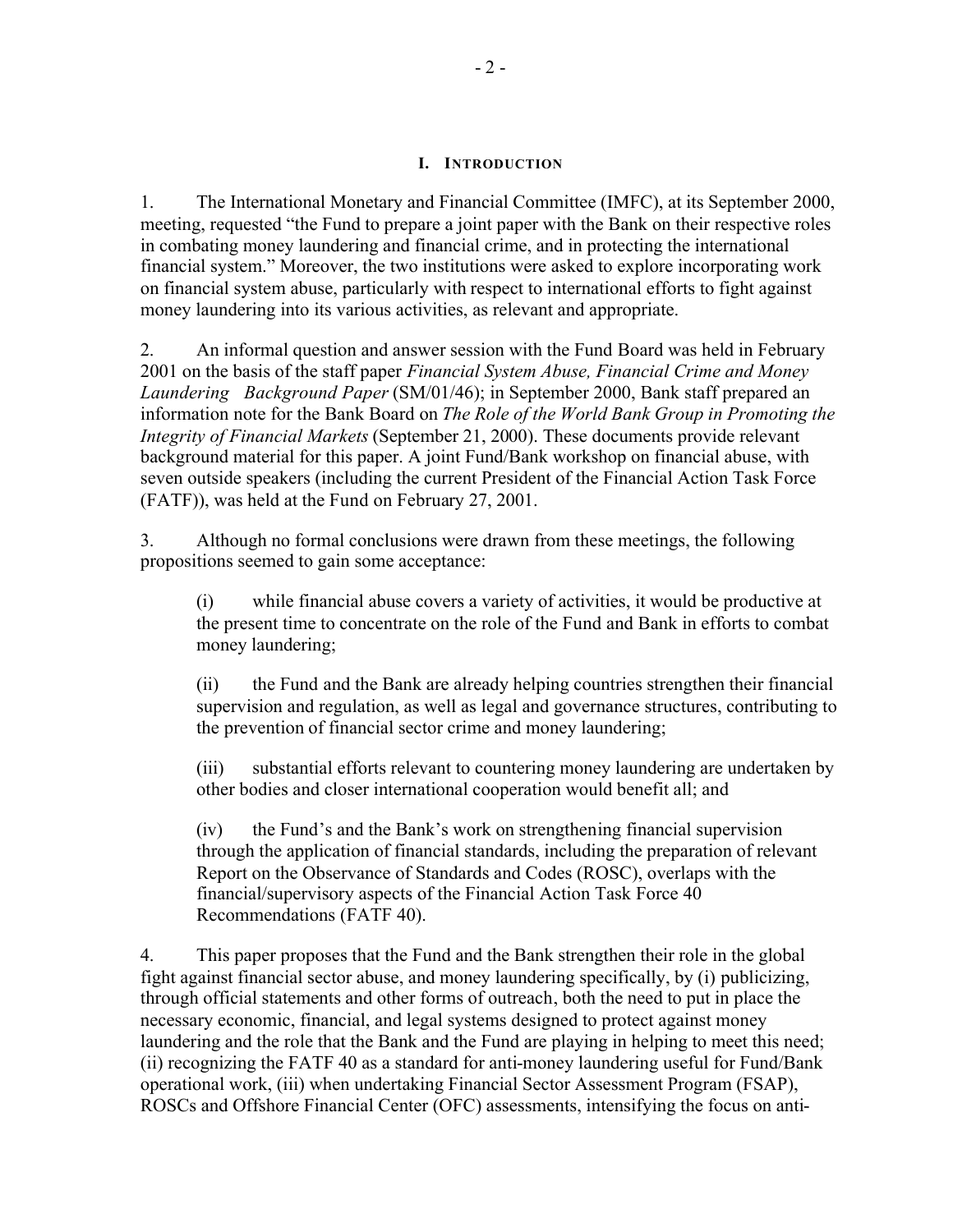## I. INTRODUCTION

1. The International Monetary and Financial Committee (IMFC), at its September 2000, meeting, requested "the Fund to prepare a joint paper with the Bank on their respective roles in combating money laundering and financial crime, and in protecting the international financial system." Moreover, the two institutions were asked to explore incorporating work on financial system abuse, particularly with respect to international efforts to fight against money laundering into its various activities, as relevant and appropriate.

2. An informal question and answer session with the Fund Board was held in February 2001 on the basis of the staff paper *Financial System Abuse, Financial Crime and Money Laundering Background Paper* (SM/01/46); in September 2000, Bank staff prepared an information note for the Bank Board on *The Role of the World Bank Group in Promoting the Integrity of Financial Markets* (September 21, 2000). These documents provide relevant background material for this paper. A joint Fund/Bank workshop on financial abuse, with seven outside speakers (including the current President of the Financial Action Task Force (FATF)), was held at the Fund on February 27, 2001.

3. Although no formal conclusions were drawn from these meetings, the following propositions seemed to gain some acceptance:

(i) while financial abuse covers a variety of activities, it would be productive at the present time to concentrate on the role of the Fund and Bank in efforts to combat money laundering;

(ii) the Fund and the Bank are already helping countries strengthen their financial supervision and regulation, as well as legal and governance structures, contributing to the prevention of financial sector crime and money laundering;

(iii) substantial efforts relevant to countering money laundering are undertaken by other bodies and closer international cooperation would benefit all; and

(iv) the Fund's and the Bank's work on strengthening financial supervision through the application of financial standards, including the preparation of relevant Report on the Observance of Standards and Codes (ROSC), overlaps with the financial/supervisory aspects of the Financial Action Task Force 40 Recommendations (FATF 40).

4. This paper proposes that the Fund and the Bank strengthen their role in the global fight against financial sector abuse, and money laundering specifically, by (i) publicizing, through official statements and other forms of outreach, both the need to put in place the necessary economic, financial, and legal systems designed to protect against money laundering and the role that the Bank and the Fund are playing in helping to meet this need; (ii) recognizing the FATF 40 as a standard for anti-money laundering useful for Fund/Bank operational work, (iii) when undertaking Financial Sector Assessment Program (FSAP), ROSCs and Offshore Financial Center (OFC) assessments, intensifying the focus on anti-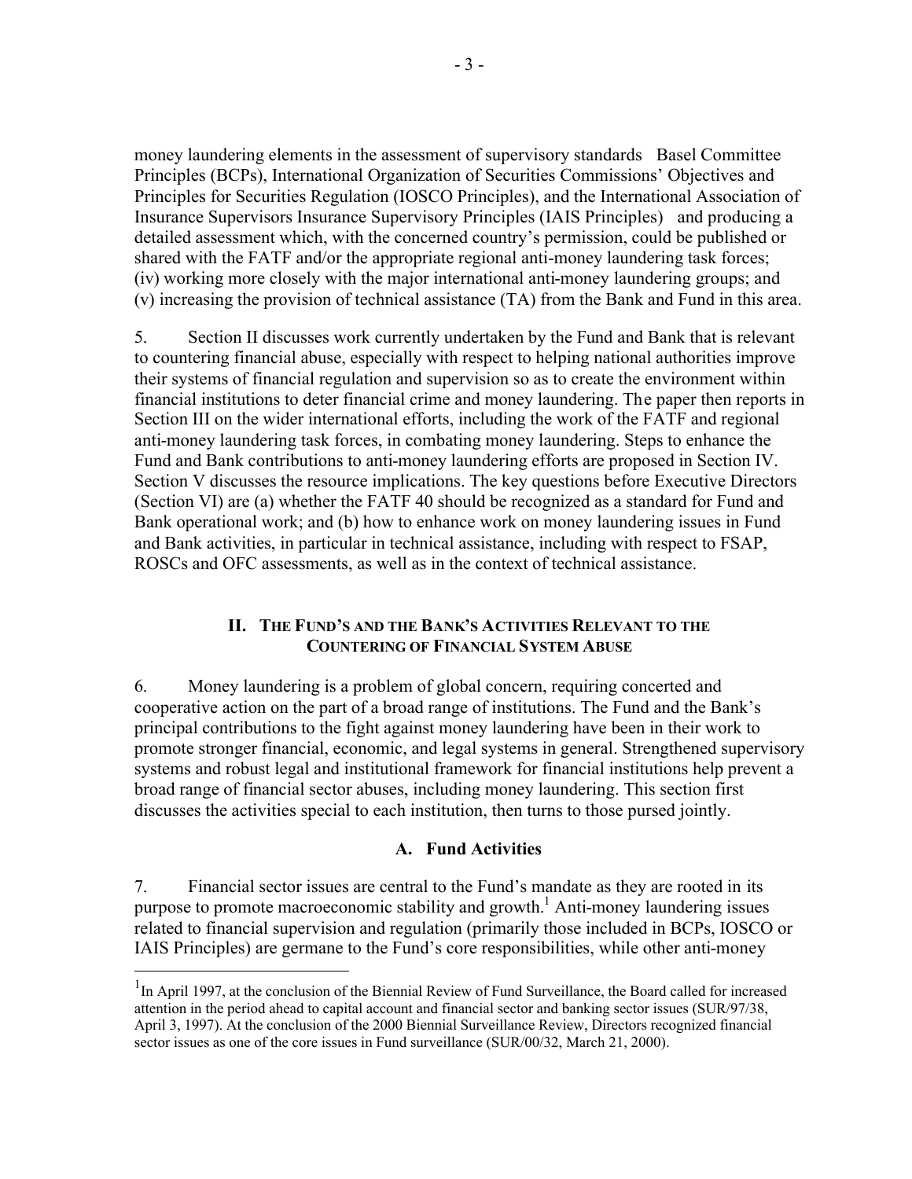money laundering elements in the assessment of supervisory standards   Basel Committee Principles (BCPs), International Organization of Securities Commissions' Objectives and Principles for Securities Regulation (IOSCO Principles), and the International Association of Insurance Supervisors Insurance Supervisory Principles (IAIS Principles)   and producing a detailed assessment which, with the concerned country's permission, could be published or shared with the FATF and/or the appropriate regional anti-money laundering task forces; (iv) working more closely with the major international anti-money laundering groups; and (v) increasing the provision of technical assistance (TA) from the Bank and Fund in this area.

5. Section II discusses work currently undertaken by the Fund and Bank that is relevant to countering financial abuse, especially with respect to helping national authorities improve their systems of financial regulation and supervision so as to create the environment within financial institutions to deter financial crime and money laundering. The paper then reports in Section III on the wider international efforts, including the work of the FATF and regional anti-money laundering task forces, in combating money laundering. Steps to enhance the Fund and Bank contributions to anti-money laundering efforts are proposed in Section IV. Section V discusses the resource implications. The key questions before Executive Directors (Section VI) are (a) whether the FATF 40 should be recognized as a standard for Fund and Bank operational work; and (b) how to enhance work on money laundering issues in Fund and Bank activities, in particular in technical assistance, including with respect to FSAP, ROSCs and OFC assessments, as well as in the context of technical assistance.

## II. The Fund's and the Bank's Activities Relevant to the Countering of Financial System Abuse

6. Money laundering is a problem of global concern, requiring concerted and cooperative action on the part of a broad range of institutions. The Fund and the Bank's principal contributions to the fight against money laundering have been in their work to promote stronger financial, economic, and legal systems in general. Strengthened supervisory systems and robust legal and institutional framework for financial institutions help prevent a broad range of financial sector abuses, including money laundering. This section first discusses the activities special to each institution, then turns to those pursed jointly.

### A. Fund Activities

7. Financial sector issues are central to the Fund's mandate as they are rooted in its purpose to promote macroeconomic stability and growth.[1] Anti-money laundering issues related to financial supervision and regulation (primarily those included in BCPs, IOSCO or IAIS Principles) are germane to the Fund's core responsibilities, while other anti-money

[1] In April 1997, at the conclusion of the Biennial Review of Fund Surveillance, the Board called for increased attention in the period ahead to capital account and financial sector and banking sector issues (SUR/97/38, April 3, 1997). At the conclusion of the 2000 Biennial Surveillance Review, Directors recognized financial sector issues as one of the core issues in Fund surveillance (SUR/00/32, March 21, 2000).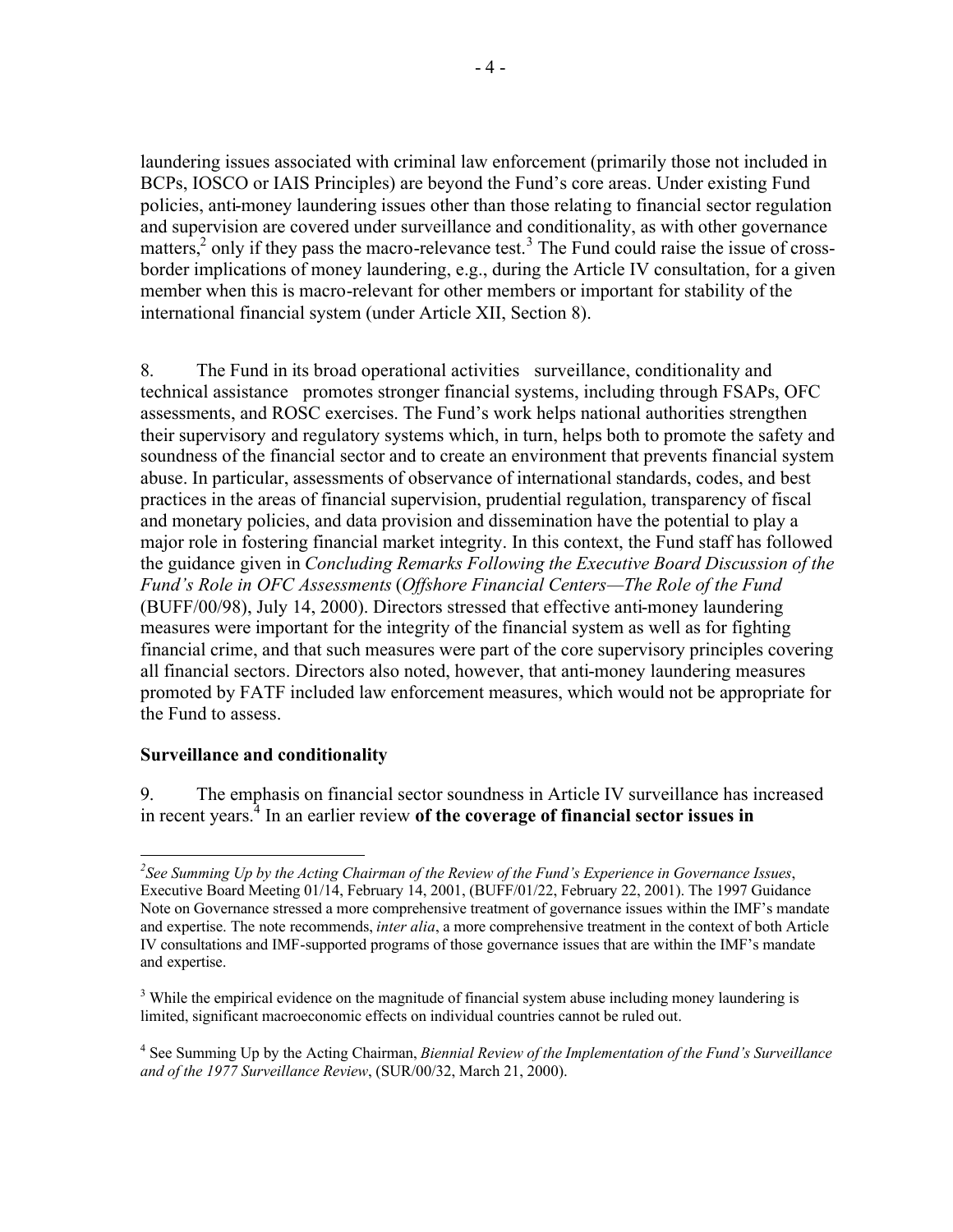laundering issues associated with criminal law enforcement (primarily those not included in BCPs, IOSCO or IAIS Principles) are beyond the Fund's core areas. Under existing Fund policies, anti-money laundering issues other than those relating to financial sector regulation and supervision are covered under surveillance and conditionality, as with other governance matters,[2] only if they pass the macro-relevance test.[3] The Fund could raise the issue of cross-border implications of money laundering, e.g., during the Article IV consultation, for a given member when this is macro-relevant for other members or important for stability of the international financial system (under Article XII, Section 8).

8. The Fund in its broad operational activities surveillance, conditionality and technical assistance promotes stronger financial systems, including through FSAPs, OFC assessments, and ROSC exercises. The Fund's work helps national authorities strengthen their supervisory and regulatory systems which, in turn, helps both to promote the safety and soundness of the financial sector and to create an environment that prevents financial system abuse. In particular, assessments of observance of international standards, codes, and best practices in the areas of financial supervision, prudential regulation, transparency of fiscal and monetary policies, and data provision and dissemination have the potential to play a major role in fostering financial market integrity. In this context, the Fund staff has followed the guidance given in *Concluding Remarks Following the Executive Board Discussion of the Fund's Role in OFC Assessments* (*Offshore Financial Centers—The Role of the Fund* (BUFF/00/98), July 14, 2000). Directors stressed that effective anti-money laundering measures were important for the integrity of the financial system as well as for fighting financial crime, and that such measures were part of the core supervisory principles covering all financial sectors. Directors also noted, however, that anti-money laundering measures promoted by FATF included law enforcement measures, which would not be appropriate for the Fund to assess.

**Surveillance and conditionality**

9. The emphasis on financial sector soundness in Article IV surveillance has increased in recent years.[4] In an earlier review **of the coverage of financial sector issues in**

---

[2] *See Summing Up by the Acting Chairman of the Review of the Fund's Experience in Governance Issues*, Executive Board Meeting 01/14, February 14, 2001, (BUFF/01/22, February 22, 2001). The 1997 Guidance Note on Governance stressed a more comprehensive treatment of governance issues within the IMF's mandate and expertise. The note recommends, *inter alia*, a more comprehensive treatment in the context of both Article IV consultations and IMF-supported programs of those governance issues that are within the IMF's mandate and expertise.

[3] While the empirical evidence on the magnitude of financial system abuse including money laundering is limited, significant macroeconomic effects on individual countries cannot be ruled out.

[4] See Summing Up by the Acting Chairman, *Biennial Review of the Implementation of the Fund's Surveillance and of the 1977 Surveillance Review*, (SUR/00/32, March 21, 2000).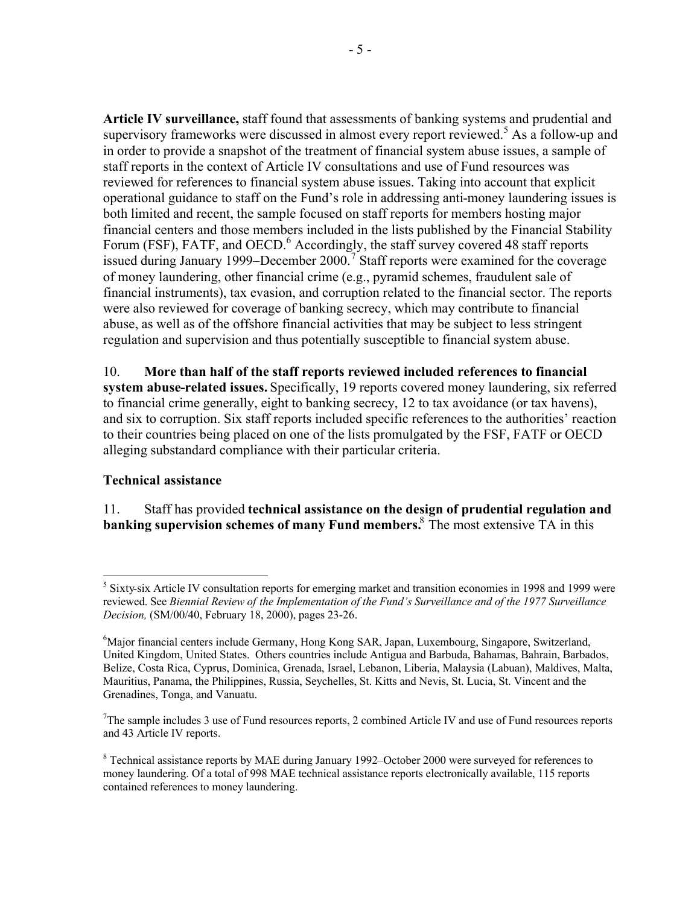**Article IV surveillance,** staff found that assessments of banking systems and prudential and supervisory frameworks were discussed in almost every report reviewed.[5] As a follow-up and in order to provide a snapshot of the treatment of financial system abuse issues, a sample of staff reports in the context of Article IV consultations and use of Fund resources was reviewed for references to financial system abuse issues. Taking into account that explicit operational guidance to staff on the Fund's role in addressing anti-money laundering issues is both limited and recent, the sample focused on staff reports for members hosting major financial centers and those members included in the lists published by the Financial Stability Forum (FSF), FATF, and OECD.[6] Accordingly, the staff survey covered 48 staff reports issued during January 1999–December 2000.[7] Staff reports were examined for the coverage of money laundering, other financial crime (e.g., pyramid schemes, fraudulent sale of financial instruments), tax evasion, and corruption related to the financial sector. The reports were also reviewed for coverage of banking secrecy, which may contribute to financial abuse, as well as of the offshore financial activities that may be subject to less stringent regulation and supervision and thus potentially susceptible to financial system abuse.

10. **More than half of the staff reports reviewed included references to financial system abuse-related issues.** Specifically, 19 reports covered money laundering, six referred to financial crime generally, eight to banking secrecy, 12 to tax avoidance (or tax havens), and six to corruption. Six staff reports included specific references to the authorities' reaction to their countries being placed on one of the lists promulgated by the FSF, FATF or OECD alleging substandard compliance with their particular criteria.

**Technical assistance**

11. Staff has provided **technical assistance on the design of prudential regulation and banking supervision schemes of many Fund members.**[8] The most extensive TA in this

---

[5] Sixty-six Article IV consultation reports for emerging market and transition economies in 1998 and 1999 were reviewed. See *Biennial Review of the Implementation of the Fund's Surveillance and of the 1977 Surveillance Decision,* (SM/00/40, February 18, 2000), pages 23-26.

[6] Major financial centers include Germany, Hong Kong SAR, Japan, Luxembourg, Singapore, Switzerland, United Kingdom, United States. Others countries include Antigua and Barbuda, Bahamas, Bahrain, Barbados, Belize, Costa Rica, Cyprus, Dominica, Grenada, Israel, Lebanon, Liberia, Malaysia (Labuan), Maldives, Malta, Mauritius, Panama, the Philippines, Russia, Seychelles, St. Kitts and Nevis, St. Lucia, St. Vincent and the Grenadines, Tonga, and Vanuatu.

[7] The sample includes 3 use of Fund resources reports, 2 combined Article IV and use of Fund resources reports and 43 Article IV reports.

[8] Technical assistance reports by MAE during January 1992–October 2000 were surveyed for references to money laundering. Of a total of 998 MAE technical assistance reports electronically available, 115 reports contained references to money laundering.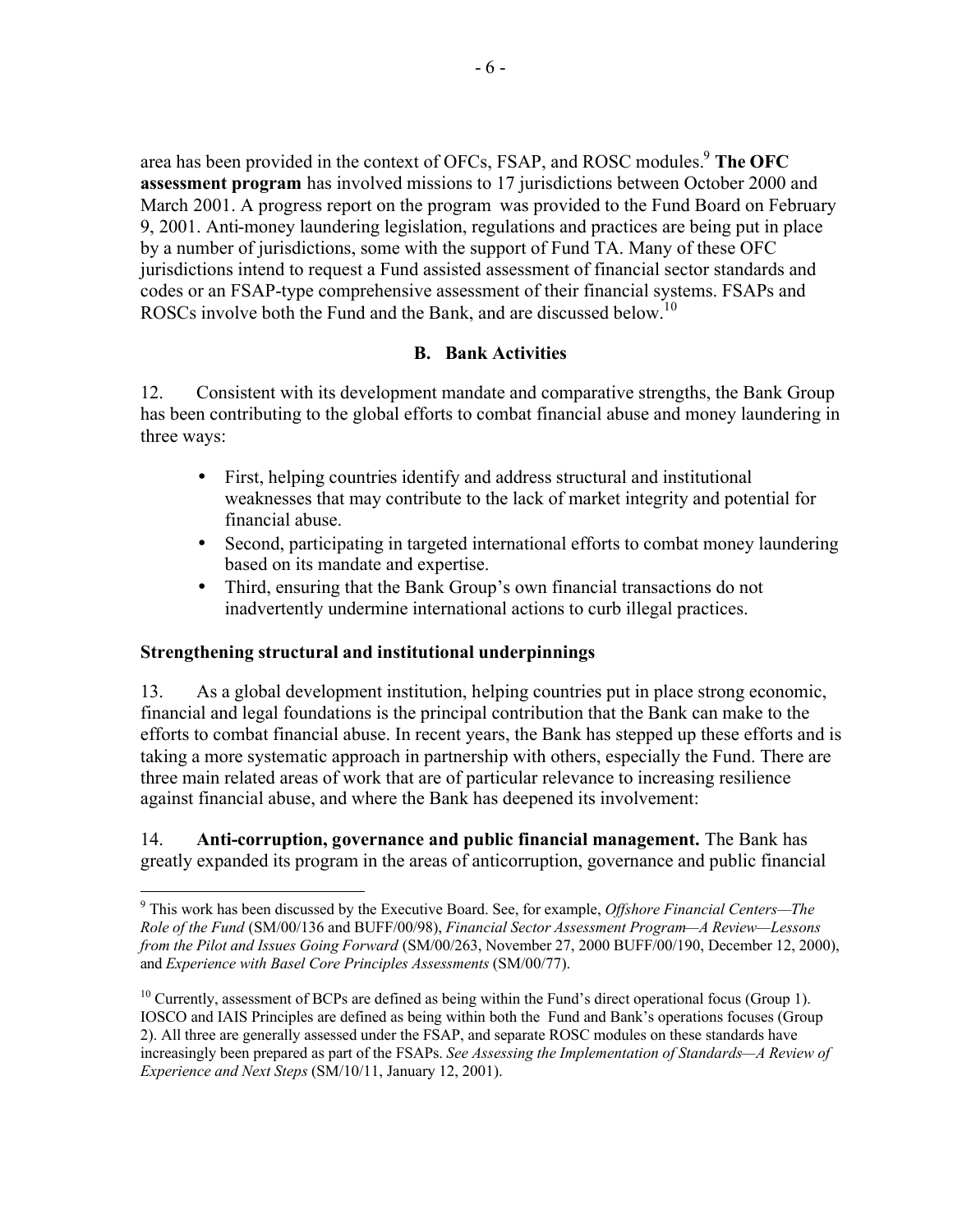area has been provided in the context of OFCs, FSAP, and ROSC modules.[9] **The OFC assessment program** has involved missions to 17 jurisdictions between October 2000 and March 2001. A progress report on the program was provided to the Fund Board on February 9, 2001. Anti-money laundering legislation, regulations and practices are being put in place by a number of jurisdictions, some with the support of Fund TA. Many of these OFC jurisdictions intend to request a Fund assisted assessment of financial sector standards and codes or an FSAP-type comprehensive assessment of their financial systems. FSAPs and ROSCs involve both the Fund and the Bank, and are discussed below.[10]

## B. Bank Activities

12. Consistent with its development mandate and comparative strengths, the Bank Group has been contributing to the global efforts to combat financial abuse and money laundering in three ways:

- First, helping countries identify and address structural and institutional weaknesses that may contribute to the lack of market integrity and potential for financial abuse.
- Second, participating in targeted international efforts to combat money laundering based on its mandate and expertise.
- Third, ensuring that the Bank Group's own financial transactions do not inadvertently undermine international actions to curb illegal practices.

### Strengthening structural and institutional underpinnings

13. As a global development institution, helping countries put in place strong economic, financial and legal foundations is the principal contribution that the Bank can make to the efforts to combat financial abuse. In recent years, the Bank has stepped up these efforts and is taking a more systematic approach in partnership with others, especially the Fund. There are three main related areas of work that are of particular relevance to increasing resilience against financial abuse, and where the Bank has deepened its involvement:

14. **Anti-corruption, governance and public financial management.** The Bank has greatly expanded its program in the areas of anticorruption, governance and public financial

---

[9] This work has been discussed by the Executive Board. See, for example, *Offshore Financial Centers—The Role of the Fund* (SM/00/136 and BUFF/00/98), *Financial Sector Assessment Program—A Review—Lessons from the Pilot and Issues Going Forward* (SM/00/263, November 27, 2000 BUFF/00/190, December 12, 2000), and *Experience with Basel Core Principles Assessments* (SM/00/77).

[10] Currently, assessment of BCPs are defined as being within the Fund's direct operational focus (Group 1). IOSCO and IAIS Principles are defined as being within both the Fund and Bank's operations focuses (Group 2). All three are generally assessed under the FSAP, and separate ROSC modules on these standards have increasingly been prepared as part of the FSAPs. *See Assessing the Implementation of Standards—A Review of Experience and Next Steps* (SM/10/11, January 12, 2001).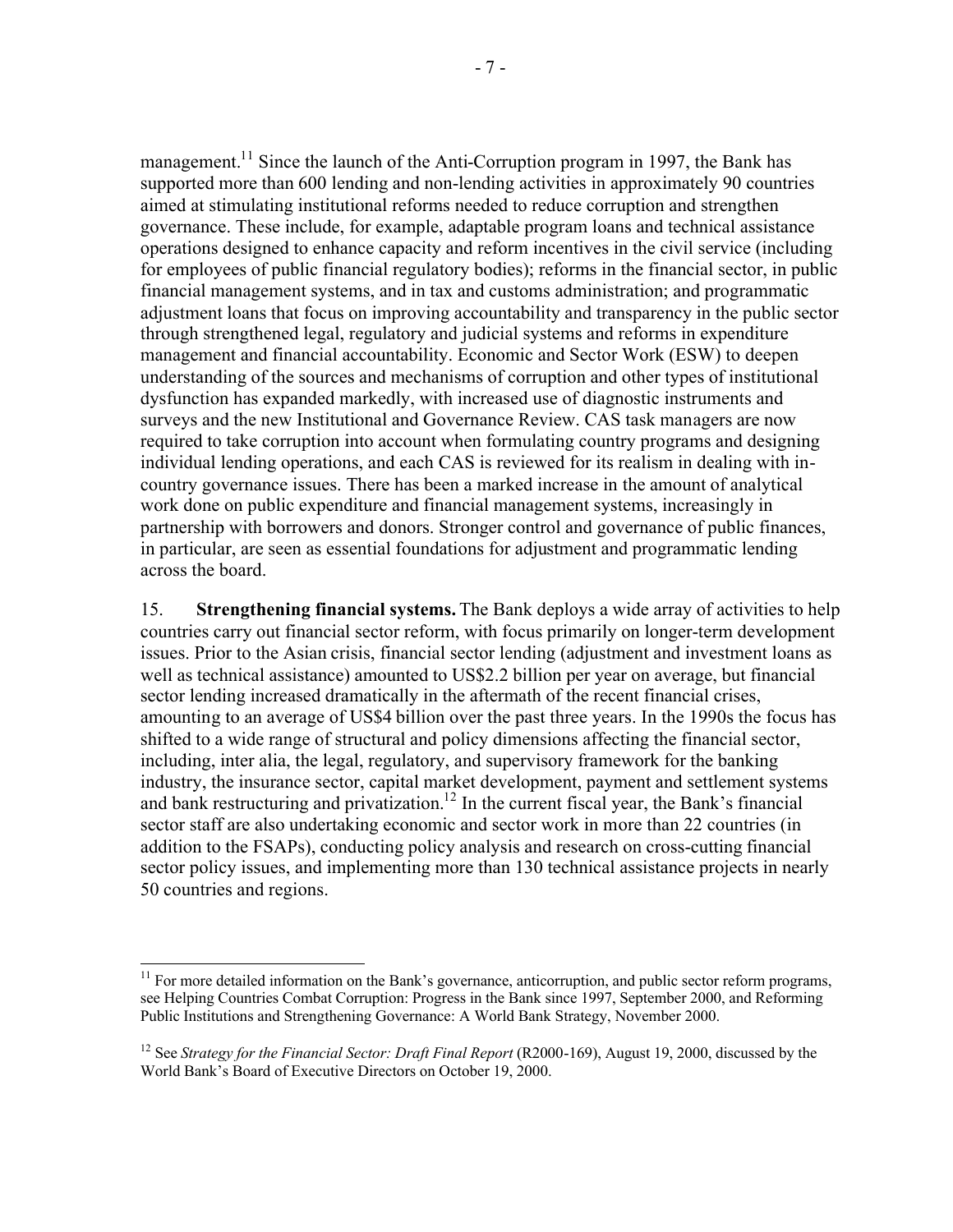management.[11] Since the launch of the Anti-Corruption program in 1997, the Bank has supported more than 600 lending and non-lending activities in approximately 90 countries aimed at stimulating institutional reforms needed to reduce corruption and strengthen governance. These include, for example, adaptable program loans and technical assistance operations designed to enhance capacity and reform incentives in the civil service (including for employees of public financial regulatory bodies); reforms in the financial sector, in public financial management systems, and in tax and customs administration; and programmatic adjustment loans that focus on improving accountability and transparency in the public sector through strengthened legal, regulatory and judicial systems and reforms in expenditure management and financial accountability. Economic and Sector Work (ESW) to deepen understanding of the sources and mechanisms of corruption and other types of institutional dysfunction has expanded markedly, with increased use of diagnostic instruments and surveys and the new Institutional and Governance Review. CAS task managers are now required to take corruption into account when formulating country programs and designing individual lending operations, and each CAS is reviewed for its realism in dealing with in-country governance issues. There has been a marked increase in the amount of analytical work done on public expenditure and financial management systems, increasingly in partnership with borrowers and donors. Stronger control and governance of public finances, in particular, are seen as essential foundations for adjustment and programmatic lending across the board.

15. **Strengthening financial systems.** The Bank deploys a wide array of activities to help countries carry out financial sector reform, with focus primarily on longer-term development issues. Prior to the Asian crisis, financial sector lending (adjustment and investment loans as well as technical assistance) amounted to US$2.2 billion per year on average, but financial sector lending increased dramatically in the aftermath of the recent financial crises, amounting to an average of US$4 billion over the past three years. In the 1990s the focus has shifted to a wide range of structural and policy dimensions affecting the financial sector, including, inter alia, the legal, regulatory, and supervisory framework for the banking industry, the insurance sector, capital market development, payment and settlement systems and bank restructuring and privatization.[12] In the current fiscal year, the Bank's financial sector staff are also undertaking economic and sector work in more than 22 countries (in addition to the FSAPs), conducting policy analysis and research on cross-cutting financial sector policy issues, and implementing more than 130 technical assistance projects in nearly 50 countries and regions.

---

[11] For more detailed information on the Bank's governance, anticorruption, and public sector reform programs, see Helping Countries Combat Corruption: Progress in the Bank since 1997, September 2000, and Reforming Public Institutions and Strengthening Governance: A World Bank Strategy, November 2000.

[12] See *Strategy for the Financial Sector: Draft Final Report* (R2000-169), August 19, 2000, discussed by the World Bank's Board of Executive Directors on October 19, 2000.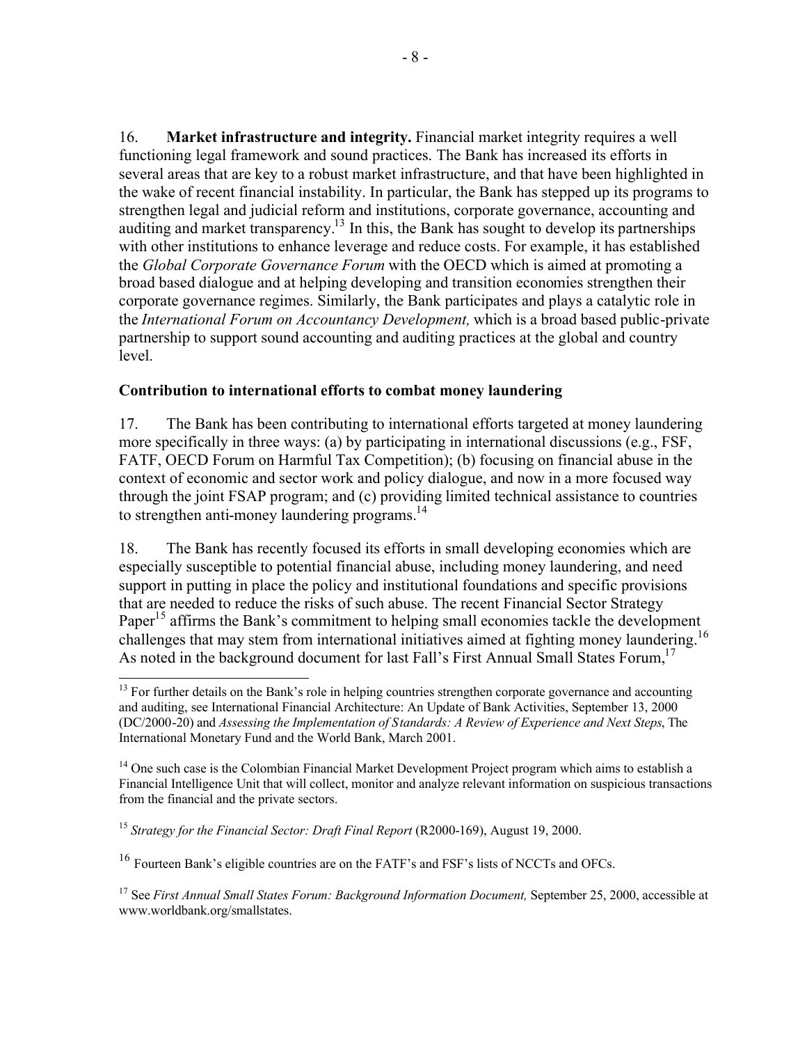16. **Market infrastructure and integrity.** Financial market integrity requires a well functioning legal framework and sound practices. The Bank has increased its efforts in several areas that are key to a robust market infrastructure, and that have been highlighted in the wake of recent financial instability. In particular, the Bank has stepped up its programs to strengthen legal and judicial reform and institutions, corporate governance, accounting and auditing and market transparency.[13] In this, the Bank has sought to develop its partnerships with other institutions to enhance leverage and reduce costs. For example, it has established the *Global Corporate Governance Forum* with the OECD which is aimed at promoting a broad based dialogue and at helping developing and transition economies strengthen their corporate governance regimes. Similarly, the Bank participates and plays a catalytic role in the *International Forum on Accountancy Development,* which is a broad based public-private partnership to support sound accounting and auditing practices at the global and country level.

**Contribution to international efforts to combat money laundering**

17. The Bank has been contributing to international efforts targeted at money laundering more specifically in three ways: (a) by participating in international discussions (e.g., FSF, FATF, OECD Forum on Harmful Tax Competition); (b) focusing on financial abuse in the context of economic and sector work and policy dialogue, and now in a more focused way through the joint FSAP program; and (c) providing limited technical assistance to countries to strengthen anti-money laundering programs.[14]

18. The Bank has recently focused its efforts in small developing economies which are especially susceptible to potential financial abuse, including money laundering, and need support in putting in place the policy and institutional foundations and specific provisions that are needed to reduce the risks of such abuse. The recent Financial Sector Strategy Paper[15] affirms the Bank's commitment to helping small economies tackle the development challenges that may stem from international initiatives aimed at fighting money laundering.[16] As noted in the background document for last Fall's First Annual Small States Forum,[17]

---

[13] For further details on the Bank's role in helping countries strengthen corporate governance and accounting and auditing, see International Financial Architecture: An Update of Bank Activities, September 13, 2000 (DC/2000-20) and *Assessing the Implementation of Standards: A Review of Experience and Next Steps*, The International Monetary Fund and the World Bank, March 2001.

[14] One such case is the Colombian Financial Market Development Project program which aims to establish a Financial Intelligence Unit that will collect, monitor and analyze relevant information on suspicious transactions from the financial and the private sectors.

[15] *Strategy for the Financial Sector: Draft Final Report* (R2000-169), August 19, 2000.

[16] Fourteen Bank's eligible countries are on the FATF's and FSF's lists of NCCTs and OFCs.

[17] See *First Annual Small States Forum: Background Information Document,* September 25, 2000, accessible at www.worldbank.org/smallstates.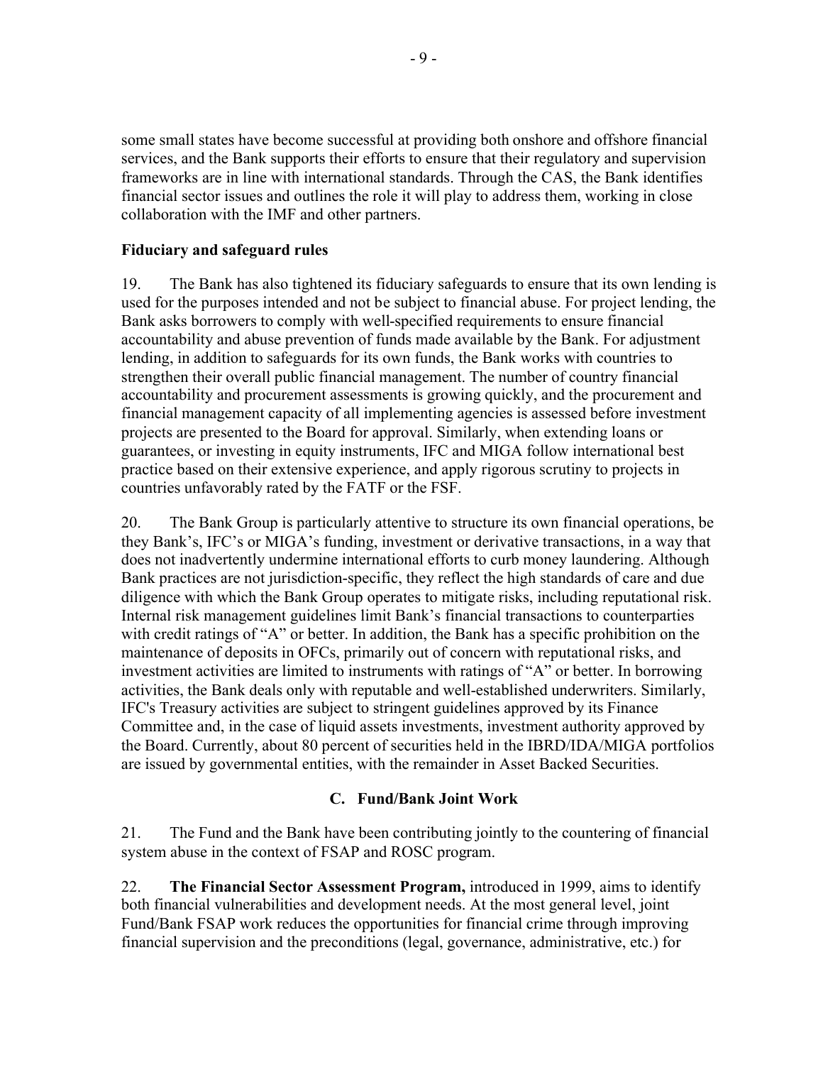some small states have become successful at providing both onshore and offshore financial services, and the Bank supports their efforts to ensure that their regulatory and supervision frameworks are in line with international standards. Through the CAS, the Bank identifies financial sector issues and outlines the role it will play to address them, working in close collaboration with the IMF and other partners.

**Fiduciary and safeguard rules**

19. The Bank has also tightened its fiduciary safeguards to ensure that its own lending is used for the purposes intended and not be subject to financial abuse. For project lending, the Bank asks borrowers to comply with well-specified requirements to ensure financial accountability and abuse prevention of funds made available by the Bank. For adjustment lending, in addition to safeguards for its own funds, the Bank works with countries to strengthen their overall public financial management. The number of country financial accountability and procurement assessments is growing quickly, and the procurement and financial management capacity of all implementing agencies is assessed before investment projects are presented to the Board for approval. Similarly, when extending loans or guarantees, or investing in equity instruments, IFC and MIGA follow international best practice based on their extensive experience, and apply rigorous scrutiny to projects in countries unfavorably rated by the FATF or the FSF.

20. The Bank Group is particularly attentive to structure its own financial operations, be they Bank's, IFC's or MIGA's funding, investment or derivative transactions, in a way that does not inadvertently undermine international efforts to curb money laundering. Although Bank practices are not jurisdiction-specific, they reflect the high standards of care and due diligence with which the Bank Group operates to mitigate risks, including reputational risk. Internal risk management guidelines limit Bank's financial transactions to counterparties with credit ratings of "A" or better. In addition, the Bank has a specific prohibition on the maintenance of deposits in OFCs, primarily out of concern with reputational risks, and investment activities are limited to instruments with ratings of "A" or better. In borrowing activities, the Bank deals only with reputable and well-established underwriters. Similarly, IFC's Treasury activities are subject to stringent guidelines approved by its Finance Committee and, in the case of liquid assets investments, investment authority approved by the Board. Currently, about 80 percent of securities held in the IBRD/IDA/MIGA portfolios are issued by governmental entities, with the remainder in Asset Backed Securities.

## C. Fund/Bank Joint Work

21. The Fund and the Bank have been contributing jointly to the countering of financial system abuse in the context of FSAP and ROSC program.

22. **The Financial Sector Assessment Program,** introduced in 1999, aims to identify both financial vulnerabilities and development needs. At the most general level, joint Fund/Bank FSAP work reduces the opportunities for financial crime through improving financial supervision and the preconditions (legal, governance, administrative, etc.) for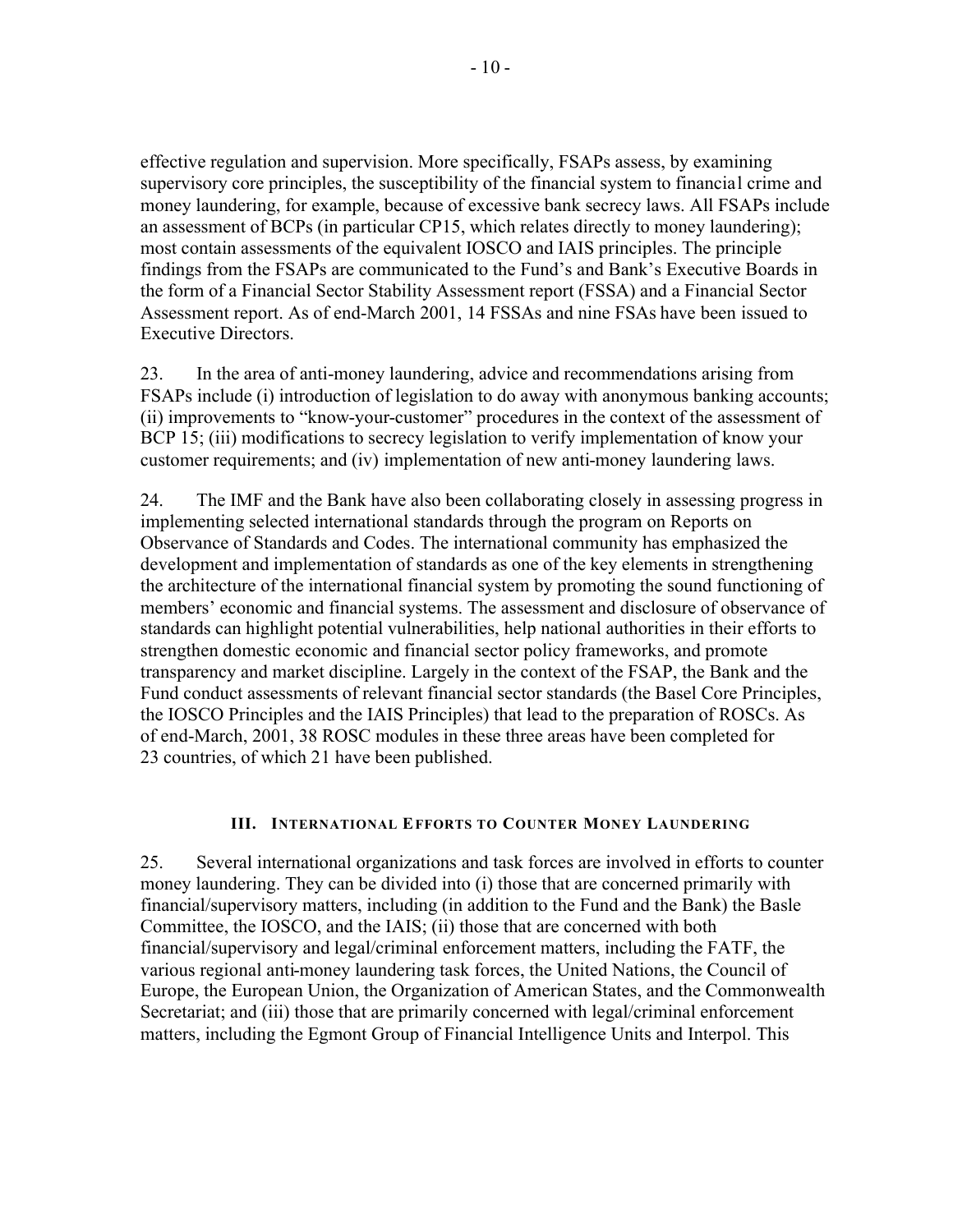effective regulation and supervision. More specifically, FSAPs assess, by examining supervisory core principles, the susceptibility of the financial system to financial crime and money laundering, for example, because of excessive bank secrecy laws. All FSAPs include an assessment of BCPs (in particular CP15, which relates directly to money laundering); most contain assessments of the equivalent IOSCO and IAIS principles. The principle findings from the FSAPs are communicated to the Fund's and Bank's Executive Boards in the form of a Financial Sector Stability Assessment report (FSSA) and a Financial Sector Assessment report. As of end-March 2001, 14 FSSAs and nine FSAs have been issued to Executive Directors.

23. In the area of anti-money laundering, advice and recommendations arising from FSAPs include (i) introduction of legislation to do away with anonymous banking accounts; (ii) improvements to "know-your-customer" procedures in the context of the assessment of BCP 15; (iii) modifications to secrecy legislation to verify implementation of know your customer requirements; and (iv) implementation of new anti-money laundering laws.

24. The IMF and the Bank have also been collaborating closely in assessing progress in implementing selected international standards through the program on Reports on Observance of Standards and Codes. The international community has emphasized the development and implementation of standards as one of the key elements in strengthening the architecture of the international financial system by promoting the sound functioning of members' economic and financial systems. The assessment and disclosure of observance of standards can highlight potential vulnerabilities, help national authorities in their efforts to strengthen domestic economic and financial sector policy frameworks, and promote transparency and market discipline. Largely in the context of the FSAP, the Bank and the Fund conduct assessments of relevant financial sector standards (the Basel Core Principles, the IOSCO Principles and the IAIS Principles) that lead to the preparation of ROSCs. As of end-March, 2001, 38 ROSC modules in these three areas have been completed for 23 countries, of which 21 have been published.

## III. International Efforts to Counter Money Laundering

25. Several international organizations and task forces are involved in efforts to counter money laundering. They can be divided into (i) those that are concerned primarily with financial/supervisory matters, including (in addition to the Fund and the Bank) the Basle Committee, the IOSCO, and the IAIS; (ii) those that are concerned with both financial/supervisory and legal/criminal enforcement matters, including the FATF, the various regional anti-money laundering task forces, the United Nations, the Council of Europe, the European Union, the Organization of American States, and the Commonwealth Secretariat; and (iii) those that are primarily concerned with legal/criminal enforcement matters, including the Egmont Group of Financial Intelligence Units and Interpol. This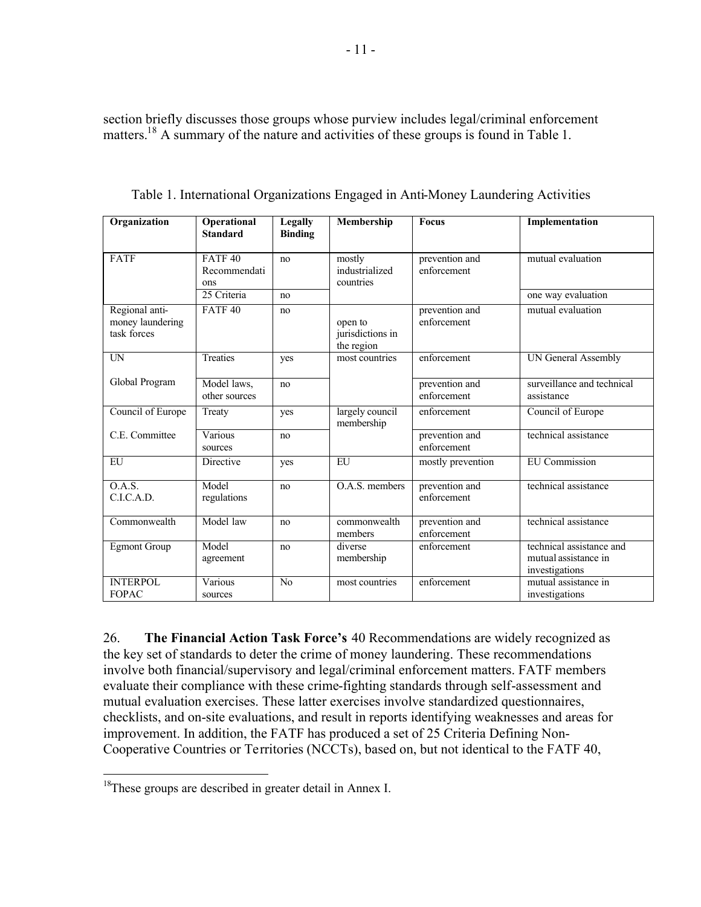section briefly discusses those groups whose purview includes legal/criminal enforcement matters.[18] A summary of the nature and activities of these groups is found in Table 1.

Table 1. International Organizations Engaged in Anti-Money Laundering Activities

| Organization | Operational Standard | Legally Binding | Membership | Focus | Implementation |
|---|---|---|---|---|---|
| FATF | FATF 40 Recommendations | no | mostly industrialized countries | prevention and enforcement | mutual evaluation |
| | 25 Criteria | no | | | one way evaluation |
| Regional anti-money laundering task forces | FATF 40 | no | open to jurisdictions in the region | prevention and enforcement | mutual evaluation |
| UN | Treaties | yes | most countries | enforcement | UN General Assembly |
| Global Program | Model laws, other sources | no | | prevention and enforcement | surveillance and technical assistance |
| Council of Europe | Treaty | yes | largely council membership | enforcement | Council of Europe |
| C.E. Committee | Various sources | no | | prevention and enforcement | technical assistance |
| EU | Directive | yes | EU | mostly prevention | EU Commission |
| O.A.S. C.I.C.A.D. | Model regulations | no | O.A.S. members | prevention and enforcement | technical assistance |
| Commonwealth | Model law | no | commonwealth members | prevention and enforcement | technical assistance |
| Egmont Group | Model agreement | no | diverse membership | enforcement | technical assistance and mutual assistance in investigations |
| INTERPOL FOPAC | Various sources | No | most countries | enforcement | mutual assistance in investigations |

26. **The Financial Action Task Force's** 40 Recommendations are widely recognized as the key set of standards to deter the crime of money laundering. These recommendations involve both financial/supervisory and legal/criminal enforcement matters. FATF members evaluate their compliance with these crime-fighting standards through self-assessment and mutual evaluation exercises. These latter exercises involve standardized questionnaires, checklists, and on-site evaluations, and result in reports identifying weaknesses and areas for improvement. In addition, the FATF has produced a set of 25 Criteria Defining Non-Cooperative Countries or Territories (NCCTs), based on, but not identical to the FATF 40,

[18] These groups are described in greater detail in Annex I.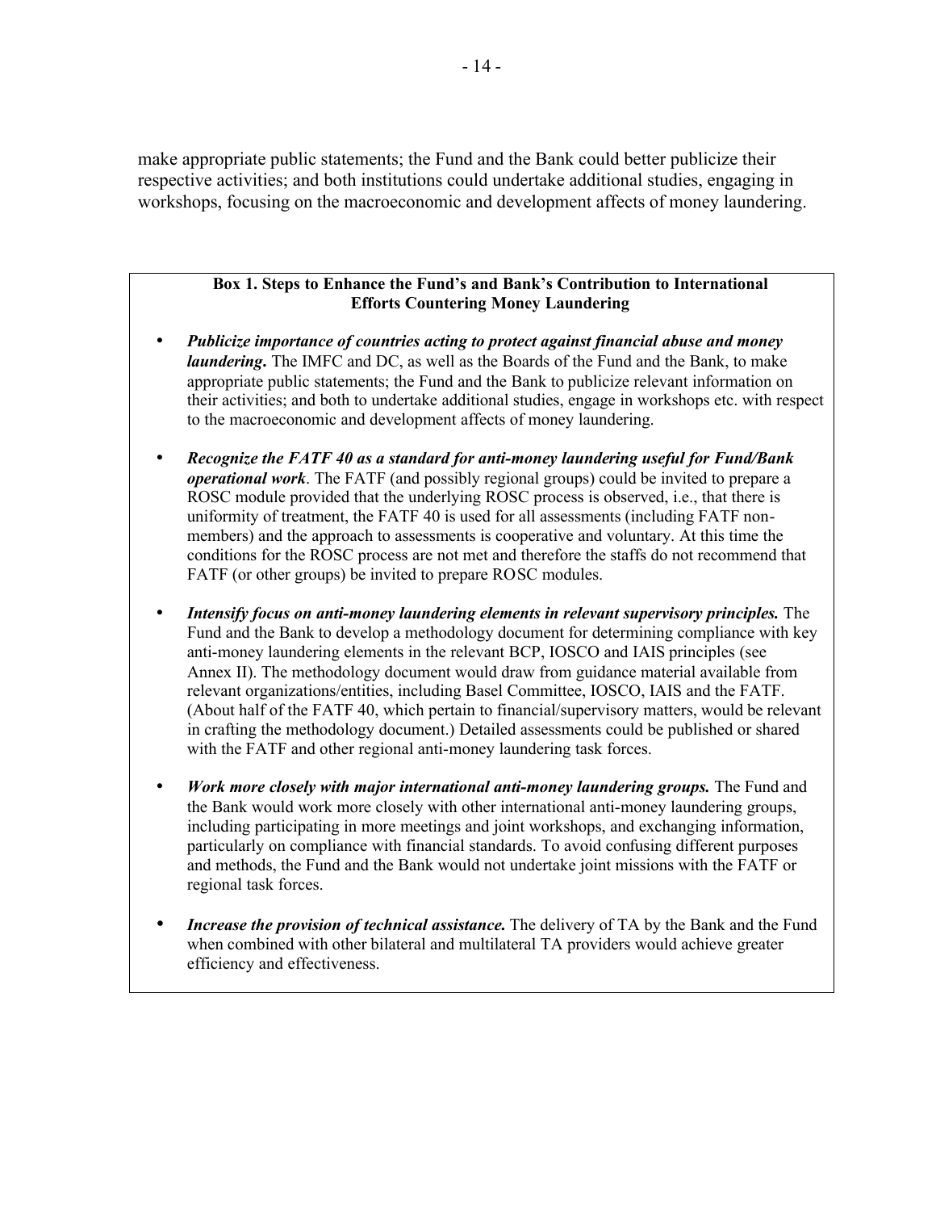make appropriate public statements; the Fund and the Bank could better publicize their respective activities; and both institutions could undertake additional studies, engaging in workshops, focusing on the macroeconomic and development affects of money laundering.

**Box 1. Steps to Enhance the Fund's and Bank's Contribution to International Efforts Countering Money Laundering**

- ***Publicize importance of countries acting to protect against financial abuse and money laundering.*** The IMFC and DC, as well as the Boards of the Fund and the Bank, to make appropriate public statements; the Fund and the Bank to publicize relevant information on their activities; and both to undertake additional studies, engage in workshops etc. with respect to the macroeconomic and development affects of money laundering.

- ***Recognize the FATF 40 as a standard for anti-money laundering useful for Fund/Bank operational work*.** The FATF (and possibly regional groups) could be invited to prepare a ROSC module provided that the underlying ROSC process is observed, i.e., that there is uniformity of treatment, the FATF 40 is used for all assessments (including FATF non-members) and the approach to assessments is cooperative and voluntary. At this time the conditions for the ROSC process are not met and therefore the staffs do not recommend that FATF (or other groups) be invited to prepare ROSC modules.

- ***Intensify focus on anti-money laundering elements in relevant supervisory principles.*** The Fund and the Bank to develop a methodology document for determining compliance with key anti-money laundering elements in the relevant BCP, IOSCO and IAIS principles (see Annex II). The methodology document would draw from guidance material available from relevant organizations/entities, including Basel Committee, IOSCO, IAIS and the FATF. (About half of the FATF 40, which pertain to financial/supervisory matters, would be relevant in crafting the methodology document.) Detailed assessments could be published or shared with the FATF and other regional anti-money laundering task forces.

- ***Work more closely with major international anti-money laundering groups.*** The Fund and the Bank would work more closely with other international anti-money laundering groups, including participating in more meetings and joint workshops, and exchanging information, particularly on compliance with financial standards. To avoid confusing different purposes and methods, the Fund and the Bank would not undertake joint missions with the FATF or regional task forces.

- ***Increase the provision of technical assistance.*** The delivery of TA by the Bank and the Fund when combined with other bilateral and multilateral TA providers would achieve greater efficiency and effectiveness.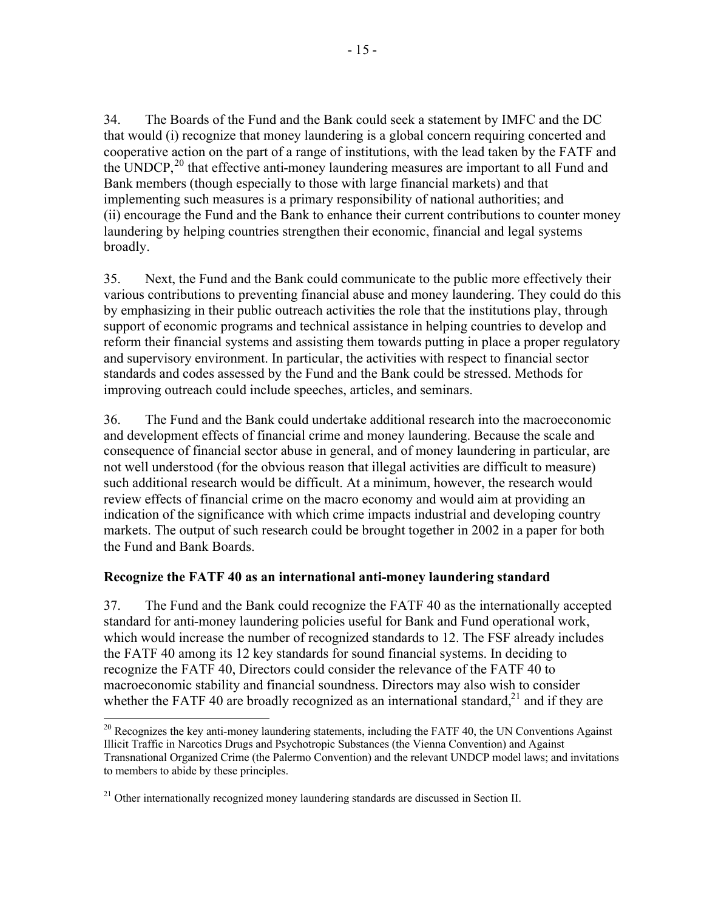34. The Boards of the Fund and the Bank could seek a statement by IMFC and the DC that would (i) recognize that money laundering is a global concern requiring concerted and cooperative action on the part of a range of institutions, with the lead taken by the FATF and the UNDCP,[20] that effective anti-money laundering measures are important to all Fund and Bank members (though especially to those with large financial markets) and that implementing such measures is a primary responsibility of national authorities; and (ii) encourage the Fund and the Bank to enhance their current contributions to counter money laundering by helping countries strengthen their economic, financial and legal systems broadly.

35. Next, the Fund and the Bank could communicate to the public more effectively their various contributions to preventing financial abuse and money laundering. They could do this by emphasizing in their public outreach activities the role that the institutions play, through support of economic programs and technical assistance in helping countries to develop and reform their financial systems and assisting them towards putting in place a proper regulatory and supervisory environment. In particular, the activities with respect to financial sector standards and codes assessed by the Fund and the Bank could be stressed. Methods for improving outreach could include speeches, articles, and seminars.

36. The Fund and the Bank could undertake additional research into the macroeconomic and development effects of financial crime and money laundering. Because the scale and consequence of financial sector abuse in general, and of money laundering in particular, are not well understood (for the obvious reason that illegal activities are difficult to measure) such additional research would be difficult. At a minimum, however, the research would review effects of financial crime on the macro economy and would aim at providing an indication of the significance with which crime impacts industrial and developing country markets. The output of such research could be brought together in 2002 in a paper for both the Fund and Bank Boards.

**Recognize the FATF 40 as an international anti-money laundering standard**

37. The Fund and the Bank could recognize the FATF 40 as the internationally accepted standard for anti-money laundering policies useful for Bank and Fund operational work, which would increase the number of recognized standards to 12. The FSF already includes the FATF 40 among its 12 key standards for sound financial systems. In deciding to recognize the FATF 40, Directors could consider the relevance of the FATF 40 to macroeconomic stability and financial soundness. Directors may also wish to consider whether the FATF 40 are broadly recognized as an international standard,[21] and if they are

---

[20] Recognizes the key anti-money laundering statements, including the FATF 40, the UN Conventions Against Illicit Traffic in Narcotics Drugs and Psychotropic Substances (the Vienna Convention) and Against Transnational Organized Crime (the Palermo Convention) and the relevant UNDCP model laws; and invitations to members to abide by these principles.

[21] Other internationally recognized money laundering standards are discussed in Section II.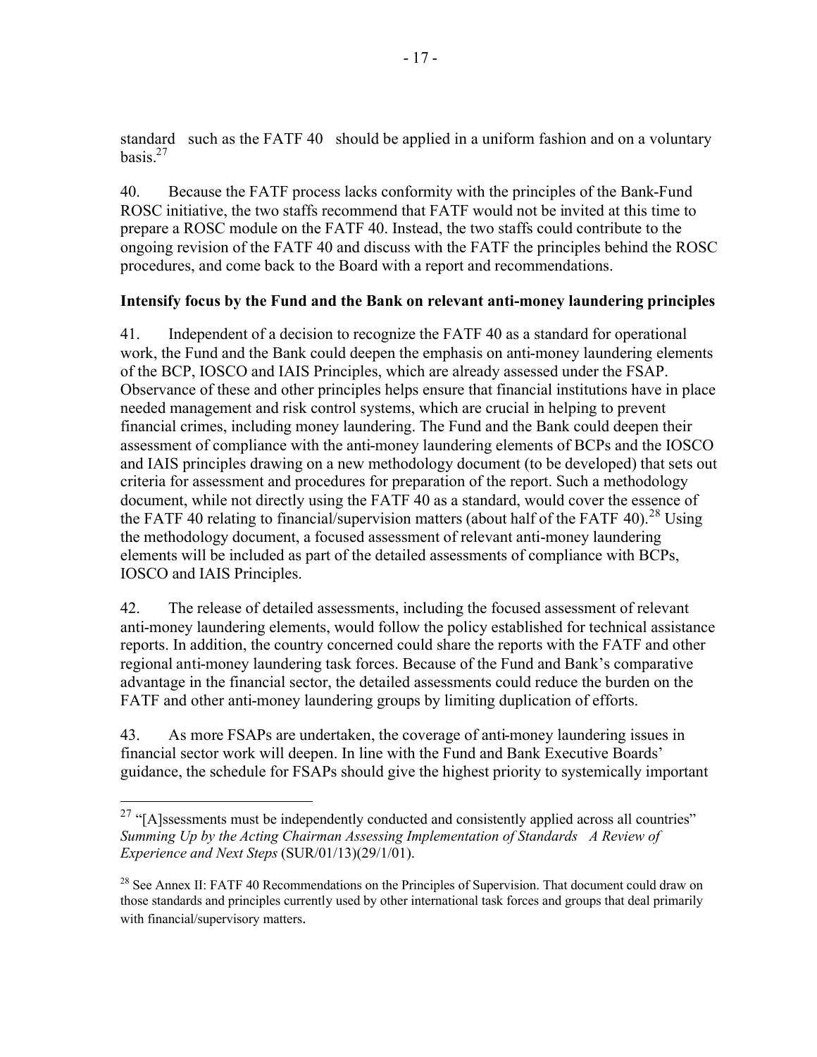standard such as the FATF 40 should be applied in a uniform fashion and on a voluntary basis.[27]

40. Because the FATF process lacks conformity with the principles of the Bank-Fund ROSC initiative, the two staffs recommend that FATF would not be invited at this time to prepare a ROSC module on the FATF 40. Instead, the two staffs could contribute to the ongoing revision of the FATF 40 and discuss with the FATF the principles behind the ROSC procedures, and come back to the Board with a report and recommendations.

**Intensify focus by the Fund and the Bank on relevant anti-money laundering principles**

41. Independent of a decision to recognize the FATF 40 as a standard for operational work, the Fund and the Bank could deepen the emphasis on anti-money laundering elements of the BCP, IOSCO and IAIS Principles, which are already assessed under the FSAP. Observance of these and other principles helps ensure that financial institutions have in place needed management and risk control systems, which are crucial in helping to prevent financial crimes, including money laundering. The Fund and the Bank could deepen their assessment of compliance with the anti-money laundering elements of BCPs and the IOSCO and IAIS principles drawing on a new methodology document (to be developed) that sets out criteria for assessment and procedures for preparation of the report. Such a methodology document, while not directly using the FATF 40 as a standard, would cover the essence of the FATF 40 relating to financial/supervision matters (about half of the FATF 40).[28] Using the methodology document, a focused assessment of relevant anti-money laundering elements will be included as part of the detailed assessments of compliance with BCPs, IOSCO and IAIS Principles.

42. The release of detailed assessments, including the focused assessment of relevant anti-money laundering elements, would follow the policy established for technical assistance reports. In addition, the country concerned could share the reports with the FATF and other regional anti-money laundering task forces. Because of the Fund and Bank's comparative advantage in the financial sector, the detailed assessments could reduce the burden on the FATF and other anti-money laundering groups by limiting duplication of efforts.

43. As more FSAPs are undertaken, the coverage of anti-money laundering issues in financial sector work will deepen. In line with the Fund and Bank Executive Boards' guidance, the schedule for FSAPs should give the highest priority to systemically important

---

[27] "[A]ssessments must be independently conducted and consistently applied across all countries" *Summing Up by the Acting Chairman Assessing Implementation of Standards A Review of Experience and Next Steps* (SUR/01/13)(29/1/01).

[28] See Annex II: FATF 40 Recommendations on the Principles of Supervision. That document could draw on those standards and principles currently used by other international task forces and groups that deal primarily with financial/supervisory matters.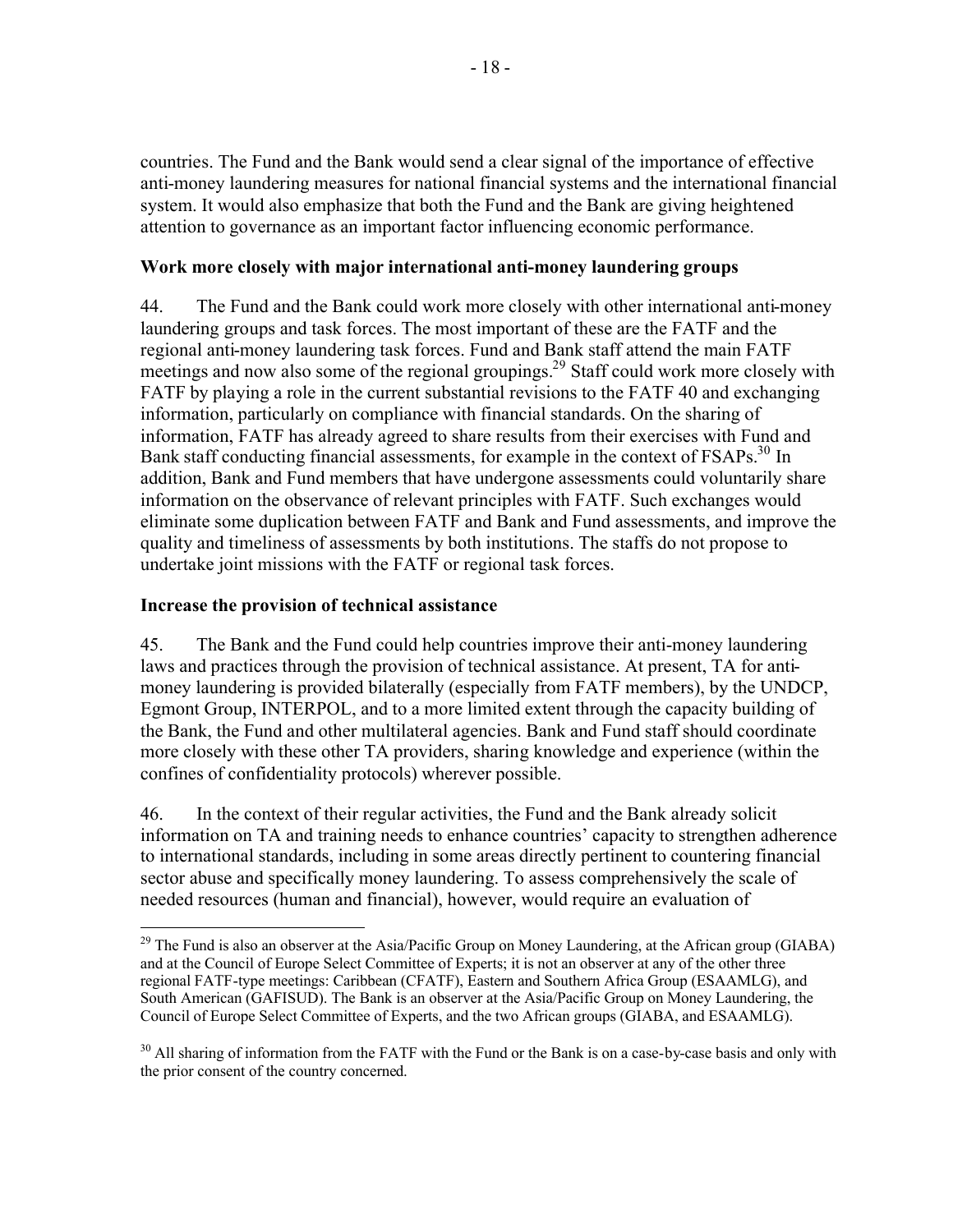countries. The Fund and the Bank would send a clear signal of the importance of effective anti-money laundering measures for national financial systems and the international financial system. It would also emphasize that both the Fund and the Bank are giving heightened attention to governance as an important factor influencing economic performance.

**Work more closely with major international anti-money laundering groups**

44. The Fund and the Bank could work more closely with other international anti-money laundering groups and task forces. The most important of these are the FATF and the regional anti-money laundering task forces. Fund and Bank staff attend the main FATF meetings and now also some of the regional groupings.[29] Staff could work more closely with FATF by playing a role in the current substantial revisions to the FATF 40 and exchanging information, particularly on compliance with financial standards. On the sharing of information, FATF has already agreed to share results from their exercises with Fund and Bank staff conducting financial assessments, for example in the context of FSAPs.[30] In addition, Bank and Fund members that have undergone assessments could voluntarily share information on the observance of relevant principles with FATF. Such exchanges would eliminate some duplication between FATF and Bank and Fund assessments, and improve the quality and timeliness of assessments by both institutions. The staffs do not propose to undertake joint missions with the FATF or regional task forces.

**Increase the provision of technical assistance**

45. The Bank and the Fund could help countries improve their anti-money laundering laws and practices through the provision of technical assistance. At present, TA for anti-money laundering is provided bilaterally (especially from FATF members), by the UNDCP, Egmont Group, INTERPOL, and to a more limited extent through the capacity building of the Bank, the Fund and other multilateral agencies. Bank and Fund staff should coordinate more closely with these other TA providers, sharing knowledge and experience (within the confines of confidentiality protocols) wherever possible.

46. In the context of their regular activities, the Fund and the Bank already solicit information on TA and training needs to enhance countries' capacity to strengthen adherence to international standards, including in some areas directly pertinent to countering financial sector abuse and specifically money laundering. To assess comprehensively the scale of needed resources (human and financial), however, would require an evaluation of

---

[29] The Fund is also an observer at the Asia/Pacific Group on Money Laundering, at the African group (GIABA) and at the Council of Europe Select Committee of Experts; it is not an observer at any of the other three regional FATF-type meetings: Caribbean (CFATF), Eastern and Southern Africa Group (ESAAMLG), and South American (GAFISUD). The Bank is an observer at the Asia/Pacific Group on Money Laundering, the Council of Europe Select Committee of Experts, and the two African groups (GIABA, and ESAAMLG).

[30] All sharing of information from the FATF with the Fund or the Bank is on a case-by-case basis and only with the prior consent of the country concerned.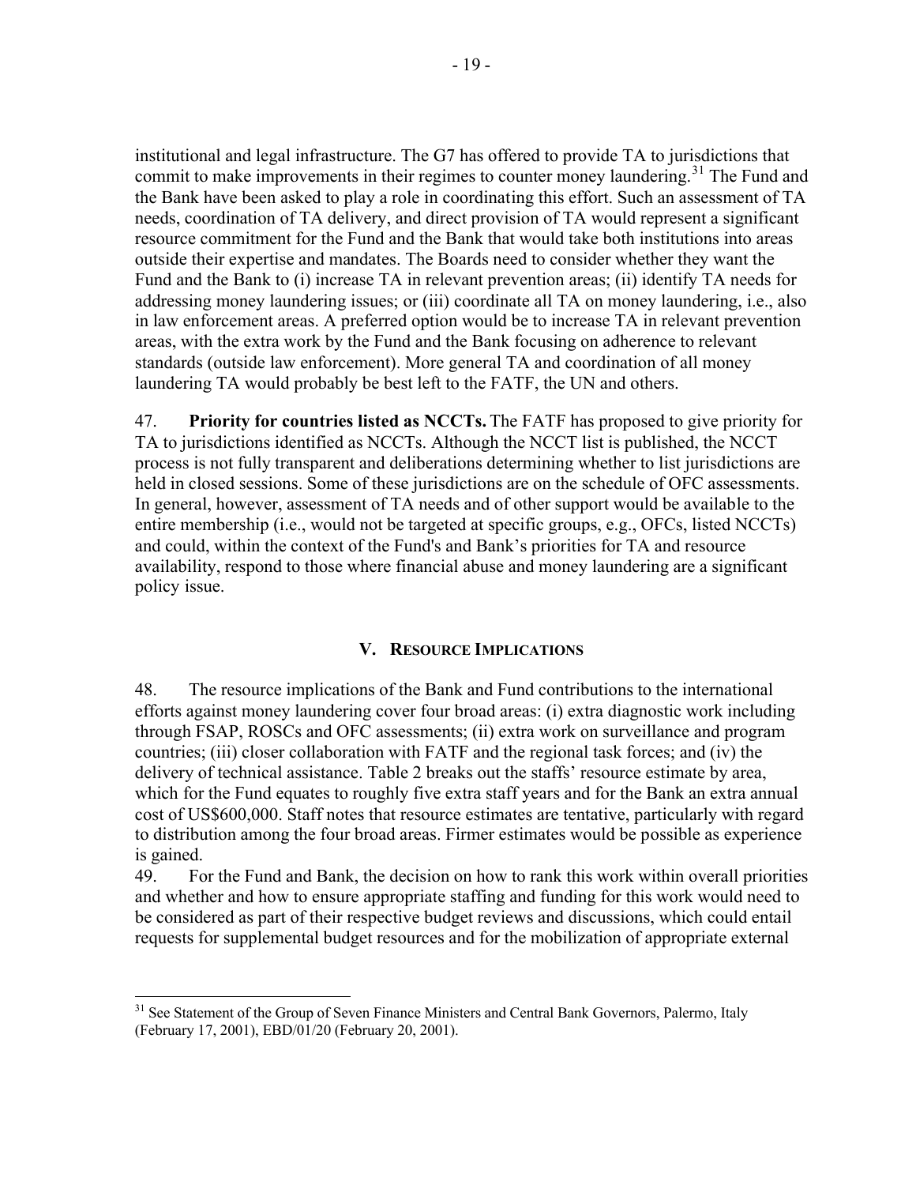institutional and legal infrastructure. The G7 has offered to provide TA to jurisdictions that commit to make improvements in their regimes to counter money laundering.[31] The Fund and the Bank have been asked to play a role in coordinating this effort. Such an assessment of TA needs, coordination of TA delivery, and direct provision of TA would represent a significant resource commitment for the Fund and the Bank that would take both institutions into areas outside their expertise and mandates. The Boards need to consider whether they want the Fund and the Bank to (i) increase TA in relevant prevention areas; (ii) identify TA needs for addressing money laundering issues; or (iii) coordinate all TA on money laundering, i.e., also in law enforcement areas. A preferred option would be to increase TA in relevant prevention areas, with the extra work by the Fund and the Bank focusing on adherence to relevant standards (outside law enforcement). More general TA and coordination of all money laundering TA would probably be best left to the FATF, the UN and others.

47. **Priority for countries listed as NCCTs.** The FATF has proposed to give priority for TA to jurisdictions identified as NCCTs. Although the NCCT list is published, the NCCT process is not fully transparent and deliberations determining whether to list jurisdictions are held in closed sessions. Some of these jurisdictions are on the schedule of OFC assessments. In general, however, assessment of TA needs and of other support would be available to the entire membership (i.e., would not be targeted at specific groups, e.g., OFCs, listed NCCTs) and could, within the context of the Fund's and Bank's priorities for TA and resource availability, respond to those where financial abuse and money laundering are a significant policy issue.

## V. Resource Implications

48. The resource implications of the Bank and Fund contributions to the international efforts against money laundering cover four broad areas: (i) extra diagnostic work including through FSAP, ROSCs and OFC assessments; (ii) extra work on surveillance and program countries; (iii) closer collaboration with FATF and the regional task forces; and (iv) the delivery of technical assistance. Table 2 breaks out the staffs' resource estimate by area, which for the Fund equates to roughly five extra staff years and for the Bank an extra annual cost of US$600,000. Staff notes that resource estimates are tentative, particularly with regard to distribution among the four broad areas. Firmer estimates would be possible as experience is gained.

49. For the Fund and Bank, the decision on how to rank this work within overall priorities and whether and how to ensure appropriate staffing and funding for this work would need to be considered as part of their respective budget reviews and discussions, which could entail requests for supplemental budget resources and for the mobilization of appropriate external

[31] See Statement of the Group of Seven Finance Ministers and Central Bank Governors, Palermo, Italy (February 17, 2001), EBD/01/20 (February 20, 2001).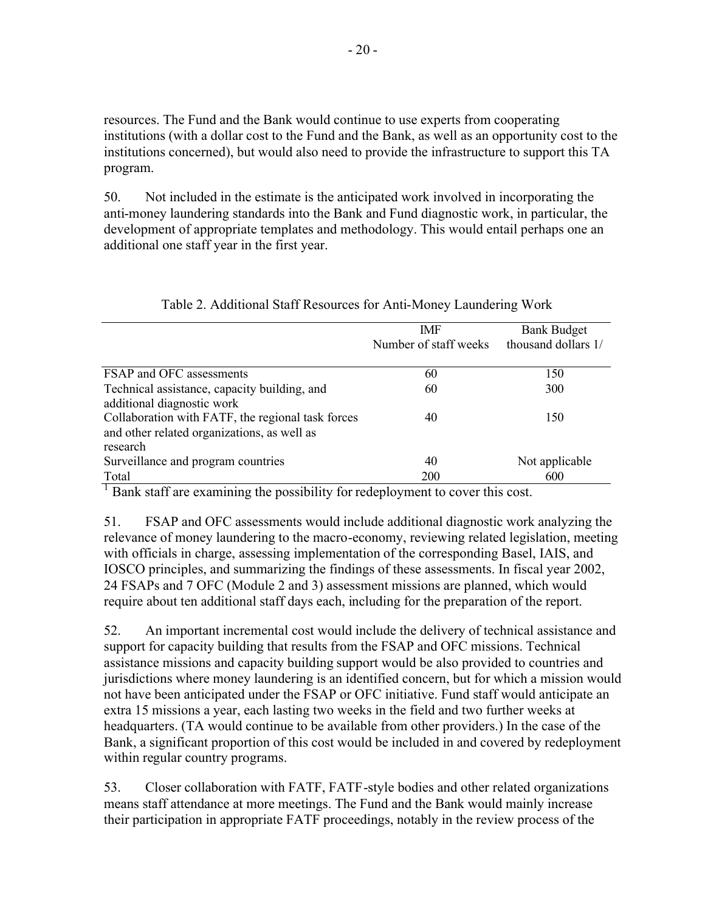resources. The Fund and the Bank would continue to use experts from cooperating institutions (with a dollar cost to the Fund and the Bank, as well as an opportunity cost to the institutions concerned), but would also need to provide the infrastructure to support this TA program.

50. Not included in the estimate is the anticipated work involved in incorporating the anti-money laundering standards into the Bank and Fund diagnostic work, in particular, the development of appropriate templates and methodology. This would entail perhaps one an additional one staff year in the first year.

Table 2. Additional Staff Resources for Anti-Money Laundering Work

| | IMF Number of staff weeks | Bank Budget thousand dollars 1/ |
|---|---|---|
| FSAP and OFC assessments | 60 | 150 |
| Technical assistance, capacity building, and additional diagnostic work | 60 | 300 |
| Collaboration with FATF, the regional task forces and other related organizations, as well as research | 40 | 150 |
| Surveillance and program countries | 40 | Not applicable |
| Total | 200 | 600 |

[1] Bank staff are examining the possibility for redeployment to cover this cost.

51. FSAP and OFC assessments would include additional diagnostic work analyzing the relevance of money laundering to the macro-economy, reviewing related legislation, meeting with officials in charge, assessing implementation of the corresponding Basel, IAIS, and IOSCO principles, and summarizing the findings of these assessments. In fiscal year 2002, 24 FSAPs and 7 OFC (Module 2 and 3) assessment missions are planned, which would require about ten additional staff days each, including for the preparation of the report.

52. An important incremental cost would include the delivery of technical assistance and support for capacity building that results from the FSAP and OFC missions. Technical assistance missions and capacity building support would be also provided to countries and jurisdictions where money laundering is an identified concern, but for which a mission would not have been anticipated under the FSAP or OFC initiative. Fund staff would anticipate an extra 15 missions a year, each lasting two weeks in the field and two further weeks at headquarters. (TA would continue to be available from other providers.) In the case of the Bank, a significant proportion of this cost would be included in and covered by redeployment within regular country programs.

53. Closer collaboration with FATF, FATF-style bodies and other related organizations means staff attendance at more meetings. The Fund and the Bank would mainly increase their participation in appropriate FATF proceedings, notably in the review process of the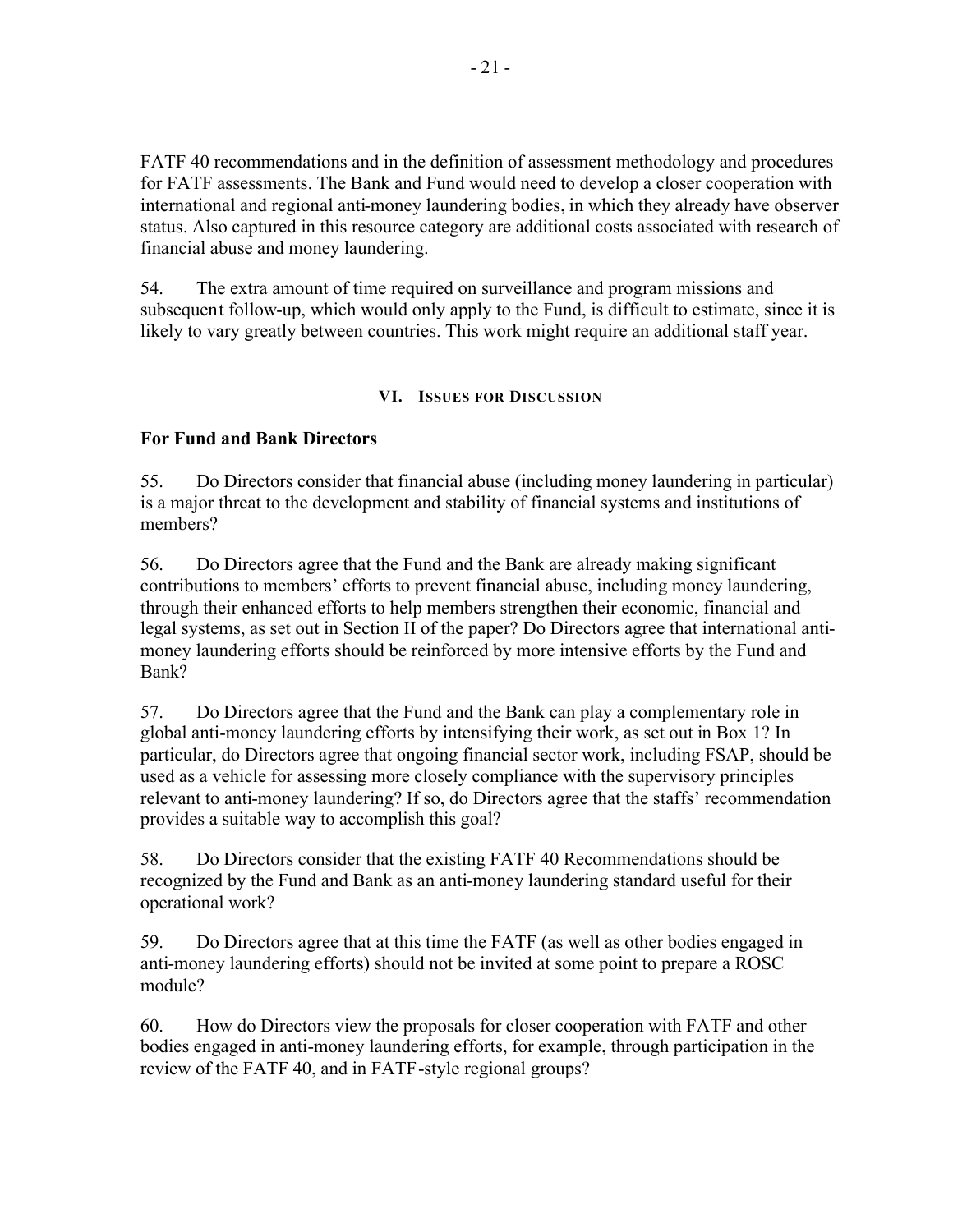FATF 40 recommendations and in the definition of assessment methodology and procedures for FATF assessments. The Bank and Fund would need to develop a closer cooperation with international and regional anti-money laundering bodies, in which they already have observer status. Also captured in this resource category are additional costs associated with research of financial abuse and money laundering.

54. The extra amount of time required on surveillance and program missions and subsequent follow-up, which would only apply to the Fund, is difficult to estimate, since it is likely to vary greatly between countries. This work might require an additional staff year.

## VI. Issues for Discussion

### For Fund and Bank Directors

55. Do Directors consider that financial abuse (including money laundering in particular) is a major threat to the development and stability of financial systems and institutions of members?

56. Do Directors agree that the Fund and the Bank are already making significant contributions to members' efforts to prevent financial abuse, including money laundering, through their enhanced efforts to help members strengthen their economic, financial and legal systems, as set out in Section II of the paper? Do Directors agree that international anti-money laundering efforts should be reinforced by more intensive efforts by the Fund and Bank?

57. Do Directors agree that the Fund and the Bank can play a complementary role in global anti-money laundering efforts by intensifying their work, as set out in Box 1? In particular, do Directors agree that ongoing financial sector work, including FSAP, should be used as a vehicle for assessing more closely compliance with the supervisory principles relevant to anti-money laundering? If so, do Directors agree that the staffs' recommendation provides a suitable way to accomplish this goal?

58. Do Directors consider that the existing FATF 40 Recommendations should be recognized by the Fund and Bank as an anti-money laundering standard useful for their operational work?

59. Do Directors agree that at this time the FATF (as well as other bodies engaged in anti-money laundering efforts) should not be invited at some point to prepare a ROSC module?

60. How do Directors view the proposals for closer cooperation with FATF and other bodies engaged in anti-money laundering efforts, for example, through participation in the review of the FATF 40, and in FATF-style regional groups?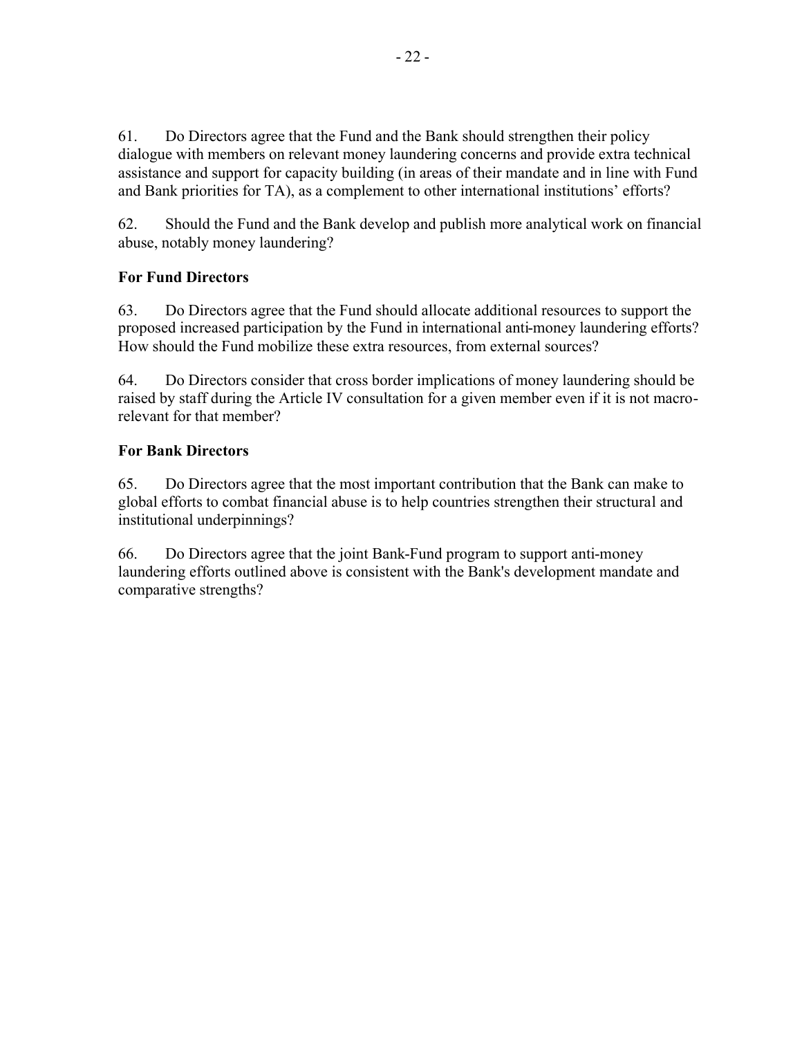61. Do Directors agree that the Fund and the Bank should strengthen their policy dialogue with members on relevant money laundering concerns and provide extra technical assistance and support for capacity building (in areas of their mandate and in line with Fund and Bank priorities for TA), as a complement to other international institutions' efforts?

62. Should the Fund and the Bank develop and publish more analytical work on financial abuse, notably money laundering?

**For Fund Directors**

63. Do Directors agree that the Fund should allocate additional resources to support the proposed increased participation by the Fund in international anti-money laundering efforts? How should the Fund mobilize these extra resources, from external sources?

64. Do Directors consider that cross border implications of money laundering should be raised by staff during the Article IV consultation for a given member even if it is not macro-relevant for that member?

**For Bank Directors**

65. Do Directors agree that the most important contribution that the Bank can make to global efforts to combat financial abuse is to help countries strengthen their structural and institutional underpinnings?

66. Do Directors agree that the joint Bank-Fund program to support anti-money laundering efforts outlined above is consistent with the Bank's development mandate and comparative strengths?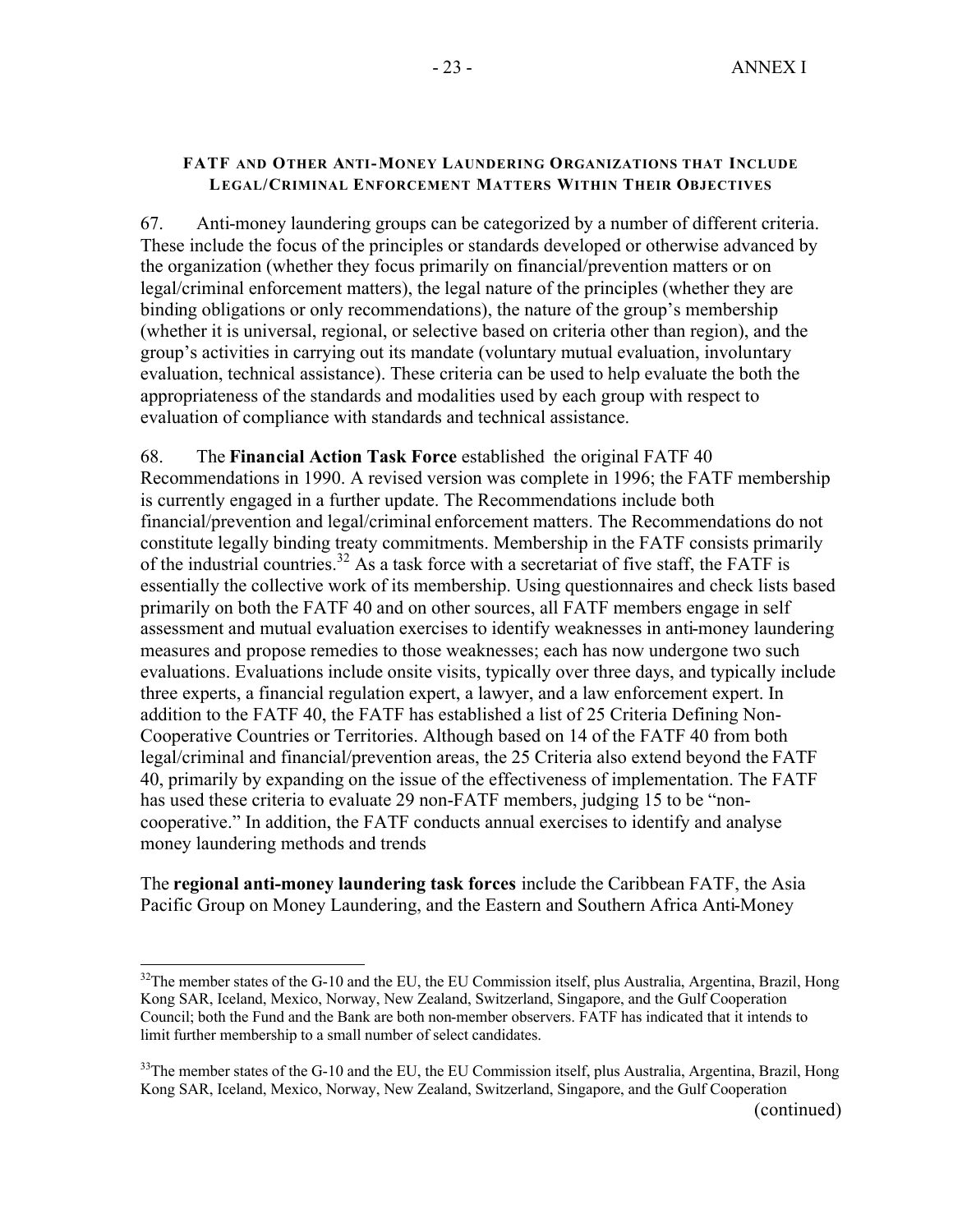#### FATF AND OTHER ANTI-MONEY LAUNDERING ORGANIZATIONS THAT INCLUDE LEGAL/CRIMINAL ENFORCEMENT MATTERS WITHIN THEIR OBJECTIVES

67. Anti-money laundering groups can be categorized by a number of different criteria. These include the focus of the principles or standards developed or otherwise advanced by the organization (whether they focus primarily on financial/prevention matters or on legal/criminal enforcement matters), the legal nature of the principles (whether they are binding obligations or only recommendations), the nature of the group's membership (whether it is universal, regional, or selective based on criteria other than region), and the group's activities in carrying out its mandate (voluntary mutual evaluation, involuntary evaluation, technical assistance). These criteria can be used to help evaluate the both the appropriateness of the standards and modalities used by each group with respect to evaluation of compliance with standards and technical assistance.

68. The **Financial Action Task Force** established the original FATF 40 Recommendations in 1990. A revised version was complete in 1996; the FATF membership is currently engaged in a further update. The Recommendations include both financial/prevention and legal/criminal enforcement matters. The Recommendations do not constitute legally binding treaty commitments. Membership in the FATF consists primarily of the industrial countries.[32] As a task force with a secretariat of five staff, the FATF is essentially the collective work of its membership. Using questionnaires and check lists based primarily on both the FATF 40 and on other sources, all FATF members engage in self assessment and mutual evaluation exercises to identify weaknesses in anti-money laundering measures and propose remedies to those weaknesses; each has now undergone two such evaluations. Evaluations include onsite visits, typically over three days, and typically include three experts, a financial regulation expert, a lawyer, and a law enforcement expert. In addition to the FATF 40, the FATF has established a list of 25 Criteria Defining Non-Cooperative Countries or Territories. Although based on 14 of the FATF 40 from both legal/criminal and financial/prevention areas, the 25 Criteria also extend beyond the FATF 40, primarily by expanding on the issue of the effectiveness of implementation. The FATF has used these criteria to evaluate 29 non-FATF members, judging 15 to be "non-cooperative." In addition, the FATF conducts annual exercises to identify and analyse money laundering methods and trends

The **regional anti-money laundering task forces** include the Caribbean FATF, the Asia Pacific Group on Money Laundering, and the Eastern and Southern Africa Anti-Money

---

[32] The member states of the G-10 and the EU, the EU Commission itself, plus Australia, Argentina, Brazil, Hong Kong SAR, Iceland, Mexico, Norway, New Zealand, Switzerland, Singapore, and the Gulf Cooperation Council; both the Fund and the Bank are both non-member observers. FATF has indicated that it intends to limit further membership to a small number of select candidates.

[33] The member states of the G-10 and the EU, the EU Commission itself, plus Australia, Argentina, Brazil, Hong Kong SAR, Iceland, Mexico, Norway, New Zealand, Switzerland, Singapore, and the Gulf Cooperation

(continued)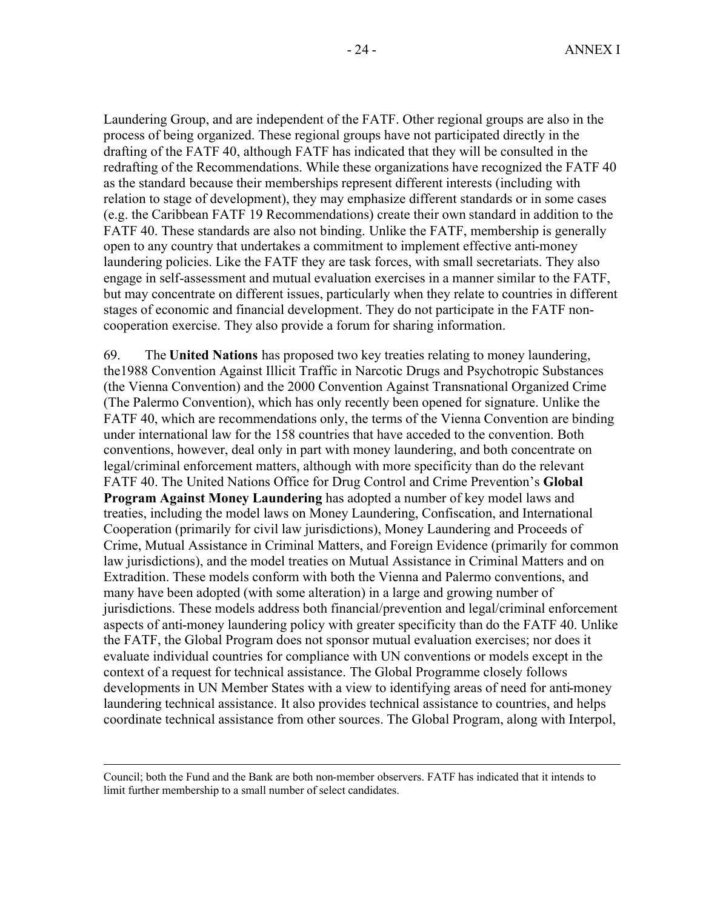Laundering Group, and are independent of the FATF. Other regional groups are also in the process of being organized. These regional groups have not participated directly in the drafting of the FATF 40, although FATF has indicated that they will be consulted in the redrafting of the Recommendations. While these organizations have recognized the FATF 40 as the standard because their memberships represent different interests (including with relation to stage of development), they may emphasize different standards or in some cases (e.g. the Caribbean FATF 19 Recommendations) create their own standard in addition to the FATF 40. These standards are also not binding. Unlike the FATF, membership is generally open to any country that undertakes a commitment to implement effective anti-money laundering policies. Like the FATF they are task forces, with small secretariats. They also engage in self-assessment and mutual evaluation exercises in a manner similar to the FATF, but may concentrate on different issues, particularly when they relate to countries in different stages of economic and financial development. They do not participate in the FATF non-cooperation exercise. They also provide a forum for sharing information.

69. The **United Nations** has proposed two key treaties relating to money laundering, the1988 Convention Against Illicit Traffic in Narcotic Drugs and Psychotropic Substances (the Vienna Convention) and the 2000 Convention Against Transnational Organized Crime (The Palermo Convention), which has only recently been opened for signature. Unlike the FATF 40, which are recommendations only, the terms of the Vienna Convention are binding under international law for the 158 countries that have acceded to the convention. Both conventions, however, deal only in part with money laundering, and both concentrate on legal/criminal enforcement matters, although with more specificity than do the relevant FATF 40. The United Nations Office for Drug Control and Crime Prevention's **Global Program Against Money Laundering** has adopted a number of key model laws and treaties, including the model laws on Money Laundering, Confiscation, and International Cooperation (primarily for civil law jurisdictions), Money Laundering and Proceeds of Crime, Mutual Assistance in Criminal Matters, and Foreign Evidence (primarily for common law jurisdictions), and the model treaties on Mutual Assistance in Criminal Matters and on Extradition. These models conform with both the Vienna and Palermo conventions, and many have been adopted (with some alteration) in a large and growing number of jurisdictions. These models address both financial/prevention and legal/criminal enforcement aspects of anti-money laundering policy with greater specificity than do the FATF 40. Unlike the FATF, the Global Program does not sponsor mutual evaluation exercises; nor does it evaluate individual countries for compliance with UN conventions or models except in the context of a request for technical assistance. The Global Programme closely follows developments in UN Member States with a view to identifying areas of need for anti-money laundering technical assistance. It also provides technical assistance to countries, and helps coordinate technical assistance from other sources. The Global Program, along with Interpol,

---

Council; both the Fund and the Bank are both non-member observers. FATF has indicated that it intends to limit further membership to a small number of select candidates.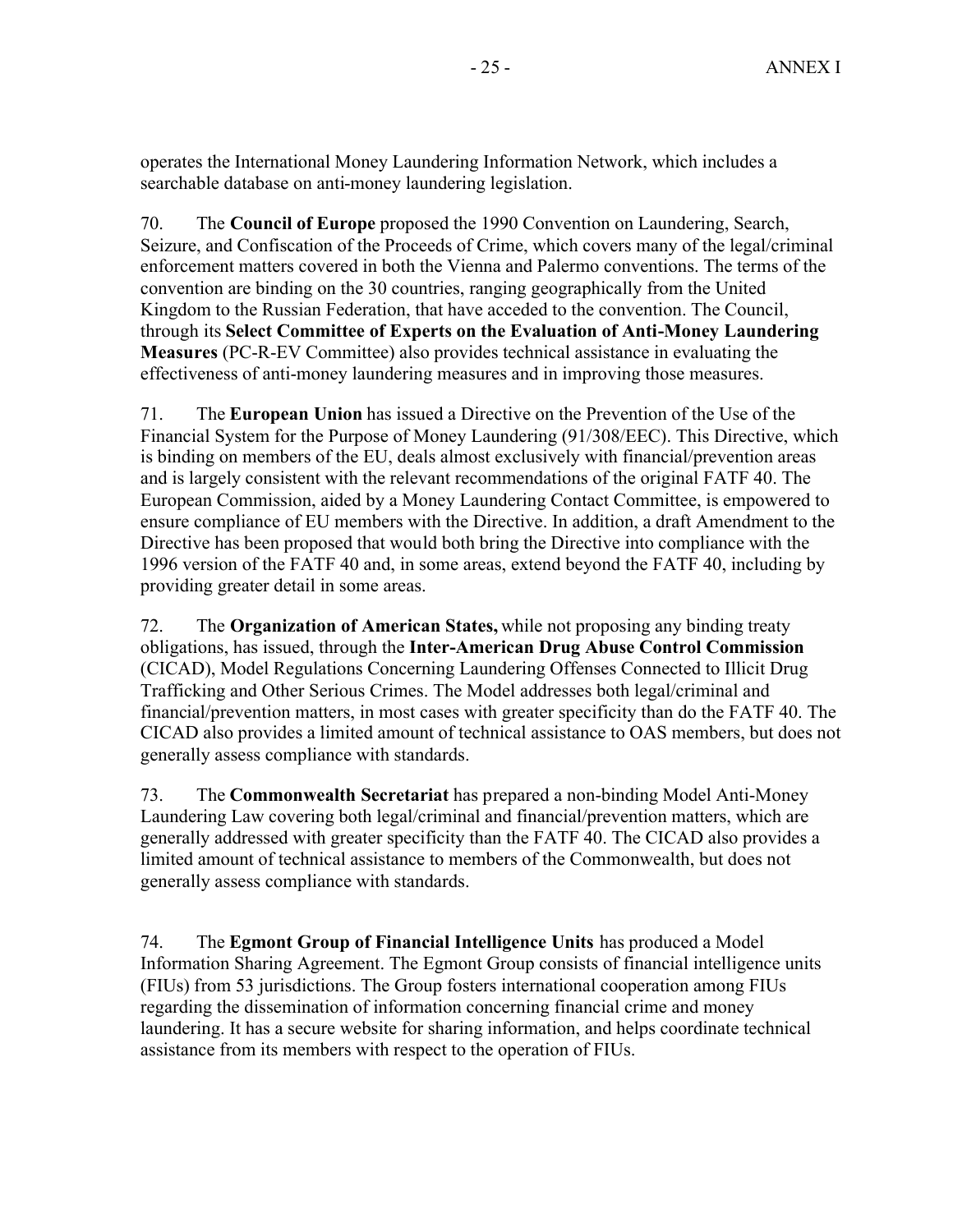operates the International Money Laundering Information Network, which includes a searchable database on anti-money laundering legislation.

70. The **Council of Europe** proposed the 1990 Convention on Laundering, Search, Seizure, and Confiscation of the Proceeds of Crime, which covers many of the legal/criminal enforcement matters covered in both the Vienna and Palermo conventions. The terms of the convention are binding on the 30 countries, ranging geographically from the United Kingdom to the Russian Federation, that have acceded to the convention. The Council, through its **Select Committee of Experts on the Evaluation of Anti-Money Laundering Measures** (PC-R-EV Committee) also provides technical assistance in evaluating the effectiveness of anti-money laundering measures and in improving those measures.

71. The **European Union** has issued a Directive on the Prevention of the Use of the Financial System for the Purpose of Money Laundering (91/308/EEC). This Directive, which is binding on members of the EU, deals almost exclusively with financial/prevention areas and is largely consistent with the relevant recommendations of the original FATF 40. The European Commission, aided by a Money Laundering Contact Committee, is empowered to ensure compliance of EU members with the Directive. In addition, a draft Amendment to the Directive has been proposed that would both bring the Directive into compliance with the 1996 version of the FATF 40 and, in some areas, extend beyond the FATF 40, including by providing greater detail in some areas.

72. The **Organization of American States,** while not proposing any binding treaty obligations, has issued, through the **Inter-American Drug Abuse Control Commission** (CICAD), Model Regulations Concerning Laundering Offenses Connected to Illicit Drug Trafficking and Other Serious Crimes. The Model addresses both legal/criminal and financial/prevention matters, in most cases with greater specificity than do the FATF 40. The CICAD also provides a limited amount of technical assistance to OAS members, but does not generally assess compliance with standards.

73. The **Commonwealth Secretariat** has prepared a non-binding Model Anti-Money Laundering Law covering both legal/criminal and financial/prevention matters, which are generally addressed with greater specificity than the FATF 40. The CICAD also provides a limited amount of technical assistance to members of the Commonwealth, but does not generally assess compliance with standards.

74. The **Egmont Group of Financial Intelligence Units** has produced a Model Information Sharing Agreement. The Egmont Group consists of financial intelligence units (FIUs) from 53 jurisdictions. The Group fosters international cooperation among FIUs regarding the dissemination of information concerning financial crime and money laundering. It has a secure website for sharing information, and helps coordinate technical assistance from its members with respect to the operation of FIUs.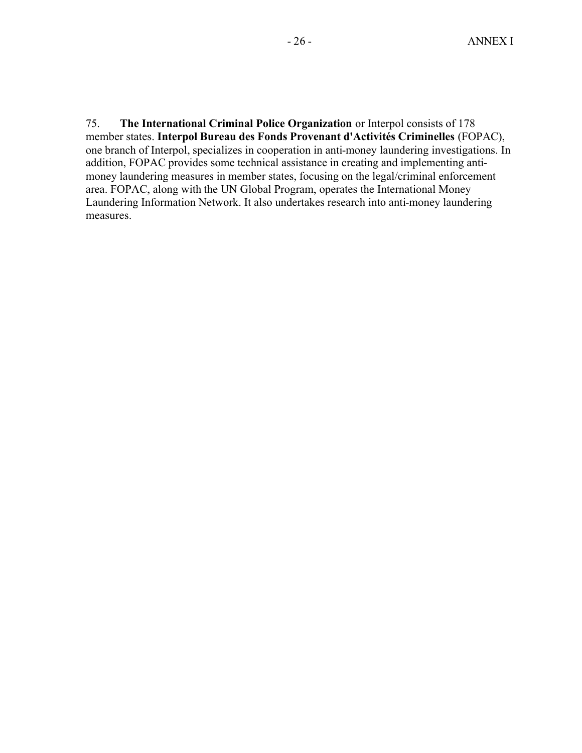75. **The International Criminal Police Organization** or Interpol consists of 178 member states. **Interpol Bureau des Fonds Provenant d'Activités Criminelles** (FOPAC), one branch of Interpol, specializes in cooperation in anti-money laundering investigations. In addition, FOPAC provides some technical assistance in creating and implementing anti-money laundering measures in member states, focusing on the legal/criminal enforcement area. FOPAC, along with the UN Global Program, operates the International Money Laundering Information Network. It also undertakes research into anti-money laundering measures.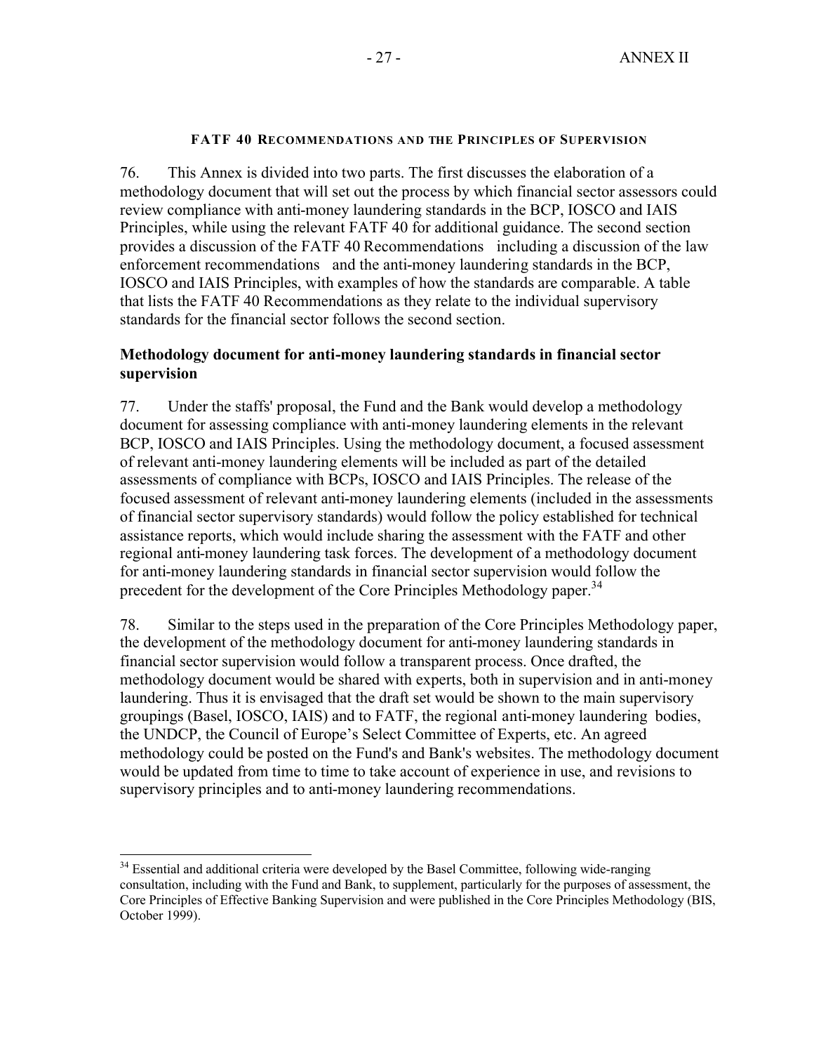### FATF 40 RECOMMENDATIONS AND THE PRINCIPLES OF SUPERVISION

76. This Annex is divided into two parts. The first discusses the elaboration of a methodology document that will set out the process by which financial sector assessors could review compliance with anti-money laundering standards in the BCP, IOSCO and IAIS Principles, while using the relevant FATF 40 for additional guidance. The second section provides a discussion of the FATF 40 Recommendations including a discussion of the law enforcement recommendations and the anti-money laundering standards in the BCP, IOSCO and IAIS Principles, with examples of how the standards are comparable. A table that lists the FATF 40 Recommendations as they relate to the individual supervisory standards for the financial sector follows the second section.

**Methodology document for anti-money laundering standards in financial sector supervision**

77. Under the staffs' proposal, the Fund and the Bank would develop a methodology document for assessing compliance with anti-money laundering elements in the relevant BCP, IOSCO and IAIS Principles. Using the methodology document, a focused assessment of relevant anti-money laundering elements will be included as part of the detailed assessments of compliance with BCPs, IOSCO and IAIS Principles. The release of the focused assessment of relevant anti-money laundering elements (included in the assessments of financial sector supervisory standards) would follow the policy established for technical assistance reports, which would include sharing the assessment with the FATF and other regional anti-money laundering task forces. The development of a methodology document for anti-money laundering standards in financial sector supervision would follow the precedent for the development of the Core Principles Methodology paper.[34]

78. Similar to the steps used in the preparation of the Core Principles Methodology paper, the development of the methodology document for anti-money laundering standards in financial sector supervision would follow a transparent process. Once drafted, the methodology document would be shared with experts, both in supervision and in anti-money laundering. Thus it is envisaged that the draft set would be shown to the main supervisory groupings (Basel, IOSCO, IAIS) and to FATF, the regional anti-money laundering bodies, the UNDCP, the Council of Europe's Select Committee of Experts, etc. An agreed methodology could be posted on the Fund's and Bank's websites. The methodology document would be updated from time to time to take account of experience in use, and revisions to supervisory principles and to anti-money laundering recommendations.

---

[34] Essential and additional criteria were developed by the Basel Committee, following wide-ranging consultation, including with the Fund and Bank, to supplement, particularly for the purposes of assessment, the Core Principles of Effective Banking Supervision and were published in the Core Principles Methodology (BIS, October 1999).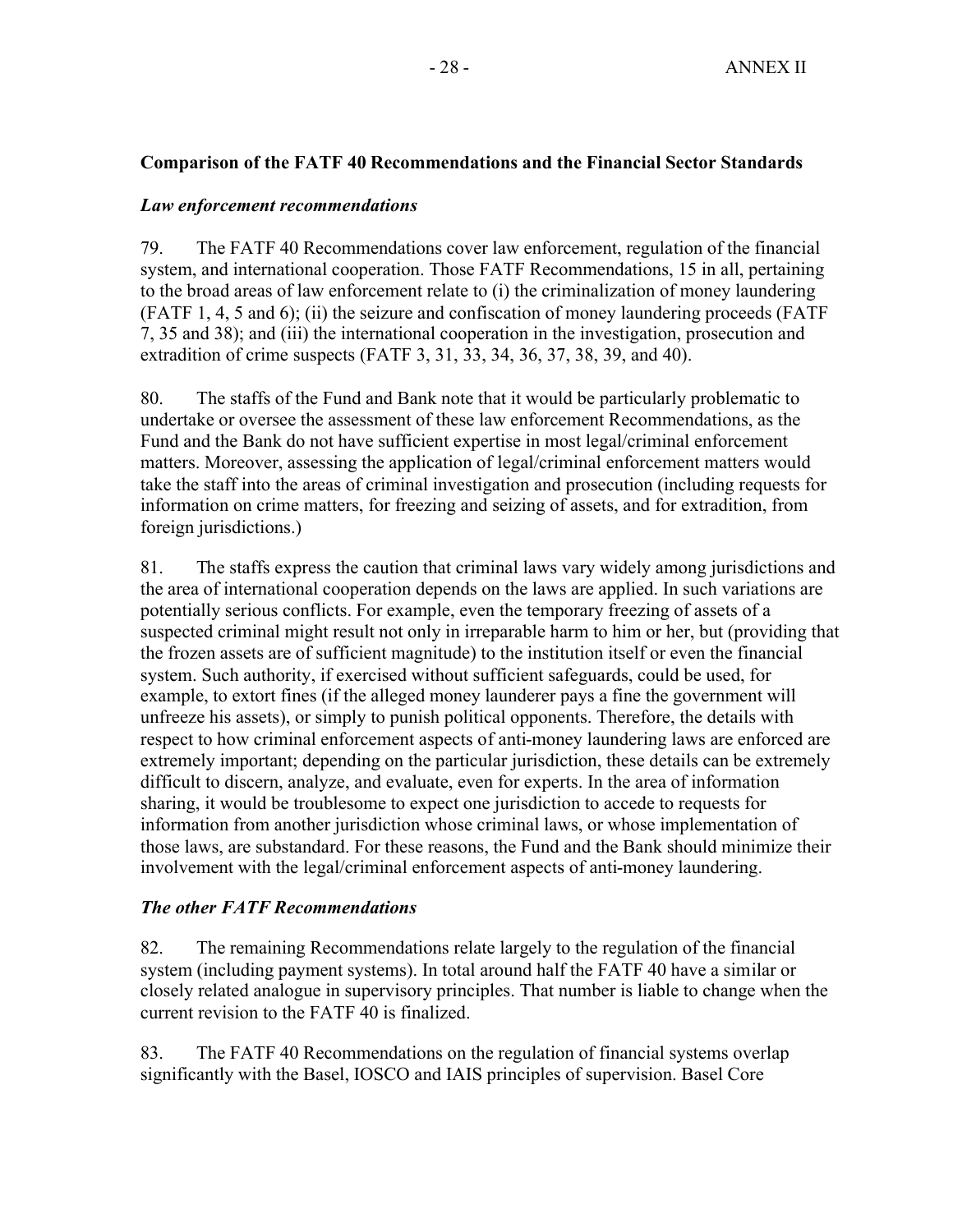**Comparison of the FATF 40 Recommendations and the Financial Sector Standards**

***Law enforcement recommendations***

79. The FATF 40 Recommendations cover law enforcement, regulation of the financial system, and international cooperation. Those FATF Recommendations, 15 in all, pertaining to the broad areas of law enforcement relate to (i) the criminalization of money laundering (FATF 1, 4, 5 and 6); (ii) the seizure and confiscation of money laundering proceeds (FATF 7, 35 and 38); and (iii) the international cooperation in the investigation, prosecution and extradition of crime suspects (FATF 3, 31, 33, 34, 36, 37, 38, 39, and 40).

80. The staffs of the Fund and Bank note that it would be particularly problematic to undertake or oversee the assessment of these law enforcement Recommendations, as the Fund and the Bank do not have sufficient expertise in most legal/criminal enforcement matters. Moreover, assessing the application of legal/criminal enforcement matters would take the staff into the areas of criminal investigation and prosecution (including requests for information on crime matters, for freezing and seizing of assets, and for extradition, from foreign jurisdictions.)

81. The staffs express the caution that criminal laws vary widely among jurisdictions and the area of international cooperation depends on the laws are applied. In such variations are potentially serious conflicts. For example, even the temporary freezing of assets of a suspected criminal might result not only in irreparable harm to him or her, but (providing that the frozen assets are of sufficient magnitude) to the institution itself or even the financial system. Such authority, if exercised without sufficient safeguards, could be used, for example, to extort fines (if the alleged money launderer pays a fine the government will unfreeze his assets), or simply to punish political opponents. Therefore, the details with respect to how criminal enforcement aspects of anti-money laundering laws are enforced are extremely important; depending on the particular jurisdiction, these details can be extremely difficult to discern, analyze, and evaluate, even for experts. In the area of information sharing, it would be troublesome to expect one jurisdiction to accede to requests for information from another jurisdiction whose criminal laws, or whose implementation of those laws, are substandard. For these reasons, the Fund and the Bank should minimize their involvement with the legal/criminal enforcement aspects of anti-money laundering.

***The other FATF Recommendations***

82. The remaining Recommendations relate largely to the regulation of the financial system (including payment systems). In total around half the FATF 40 have a similar or closely related analogue in supervisory principles. That number is liable to change when the current revision to the FATF 40 is finalized.

83. The FATF 40 Recommendations on the regulation of financial systems overlap significantly with the Basel, IOSCO and IAIS principles of supervision. Basel Core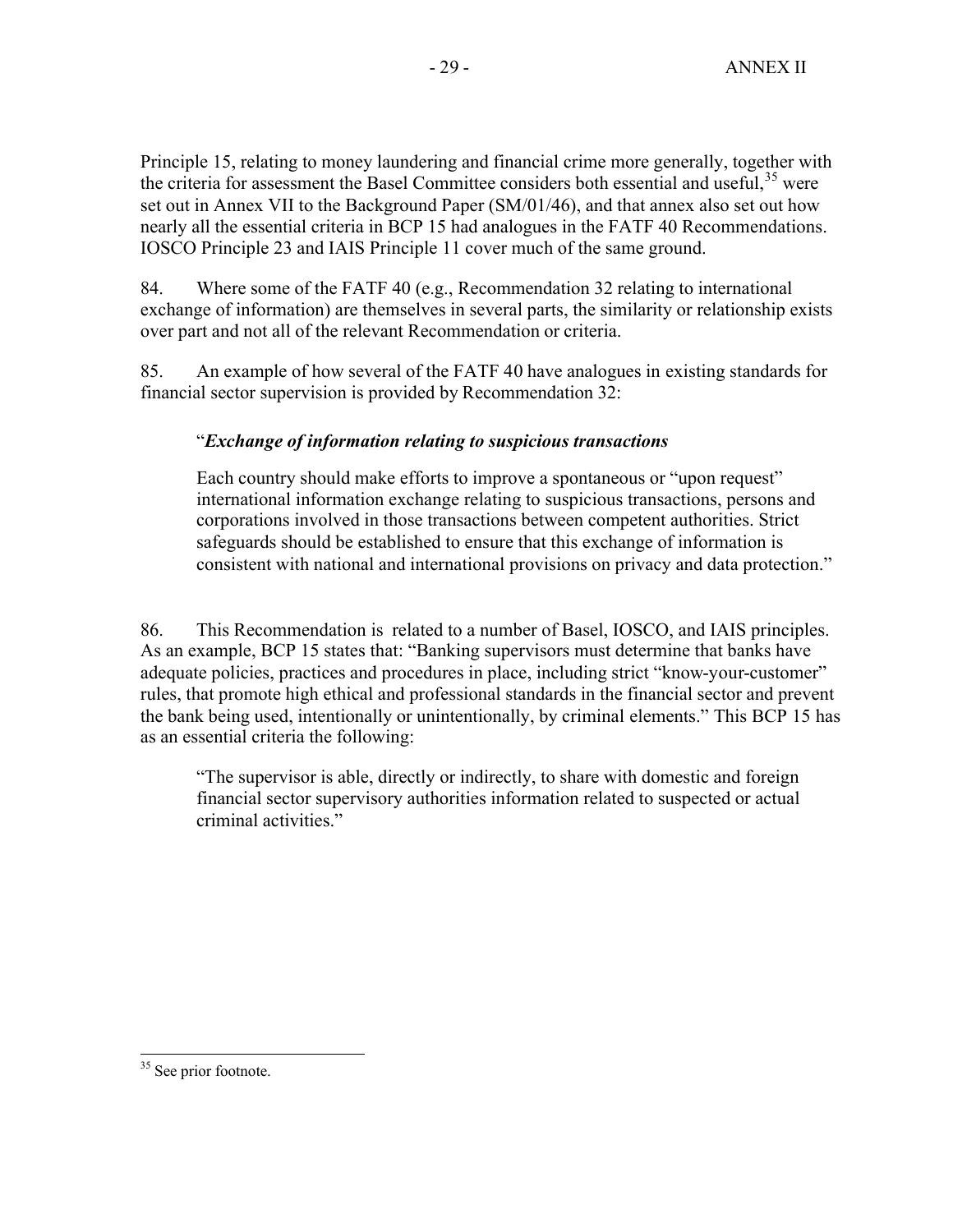Principle 15, relating to money laundering and financial crime more generally, together with the criteria for assessment the Basel Committee considers both essential and useful,[35] were set out in Annex VII to the Background Paper (SM/01/46), and that annex also set out how nearly all the essential criteria in BCP 15 had analogues in the FATF 40 Recommendations. IOSCO Principle 23 and IAIS Principle 11 cover much of the same ground.

84. Where some of the FATF 40 (e.g., Recommendation 32 relating to international exchange of information) are themselves in several parts, the similarity or relationship exists over part and not all of the relevant Recommendation or criteria.

85. An example of how several of the FATF 40 have analogues in existing standards for financial sector supervision is provided by Recommendation 32:

> "***Exchange of information relating to suspicious transactions***
>
> Each country should make efforts to improve a spontaneous or "upon request" international information exchange relating to suspicious transactions, persons and corporations involved in those transactions between competent authorities. Strict safeguards should be established to ensure that this exchange of information is consistent with national and international provisions on privacy and data protection."

86. This Recommendation is related to a number of Basel, IOSCO, and IAIS principles. As an example, BCP 15 states that: "Banking supervisors must determine that banks have adequate policies, practices and procedures in place, including strict "know-your-customer" rules, that promote high ethical and professional standards in the financial sector and prevent the bank being used, intentionally or unintentionally, by criminal elements." This BCP 15 has as an essential criteria the following:

> "The supervisor is able, directly or indirectly, to share with domestic and foreign financial sector supervisory authorities information related to suspected or actual criminal activities."

[35] See prior footnote.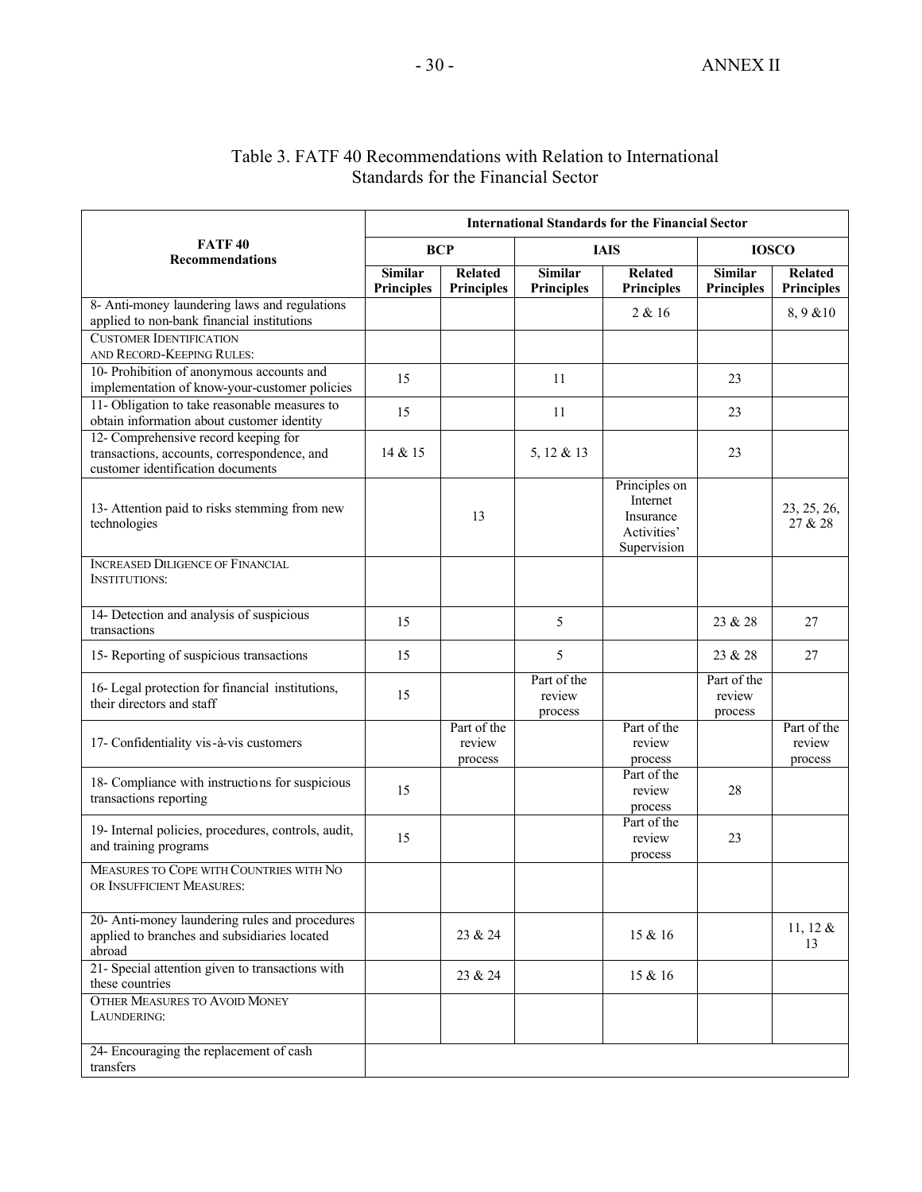## Table 3. FATF 40 Recommendations with Relation to International Standards for the Financial Sector

| FATF 40 Recommendations | International Standards for the Financial Sector | | | | | |
|---|---|---|---|---|---|---|
| | BCP | | IAIS | | IOSCO | |
| | Similar Principles | Related Principles | Similar Principles | Related Principles | Similar Principles | Related Principles |
| 8- Anti-money laundering laws and regulations applied to non-bank financial institutions | | | | 2 & 16 | | 8, 9 &10 |
| CUSTOMER IDENTIFICATION AND RECORD-KEEPING RULES: | | | | | | |
| 10- Prohibition of anonymous accounts and implementation of know-your-customer policies | 15 | | 11 | | 23 | |
| 11- Obligation to take reasonable measures to obtain information about customer identity | 15 | | 11 | | 23 | |
| 12- Comprehensive record keeping for transactions, accounts, correspondence, and customer identification documents | 14 & 15 | | 5, 12 & 13 | | 23 | |
| 13- Attention paid to risks stemming from new technologies | | 13 | | Principles on Internet Insurance Activities' Supervision | | 23, 25, 26, 27 & 28 |
| INCREASED DILIGENCE OF FINANCIAL INSTITUTIONS: | | | | | | |
| 14- Detection and analysis of suspicious transactions | 15 | | 5 | | 23 & 28 | 27 |
| 15- Reporting of suspicious transactions | 15 | | 5 | | 23 & 28 | 27 |
| 16- Legal protection for financial institutions, their directors and staff | 15 | | Part of the review process | | Part of the review process | |
| 17- Confidentiality vis-à-vis customers | | Part of the review process | | Part of the review process | | Part of the review process |
| 18- Compliance with instructions for suspicious transactions reporting | 15 | | | Part of the review process | 28 | |
| 19- Internal policies, procedures, controls, audit, and training programs | 15 | | | Part of the review process | 23 | |
| MEASURES TO COPE WITH COUNTRIES WITH NO OR INSUFFICIENT MEASURES: | | | | | | |
| 20- Anti-money laundering rules and procedures applied to branches and subsidiaries located abroad | | 23 & 24 | | 15 & 16 | | 11, 12 & 13 |
| 21- Special attention given to transactions with these countries | | 23 & 24 | | 15 & 16 | | |
| OTHER MEASURES TO AVOID MONEY LAUNDERING: | | | | | | |
| 24- Encouraging the replacement of cash transfers | | | | | | |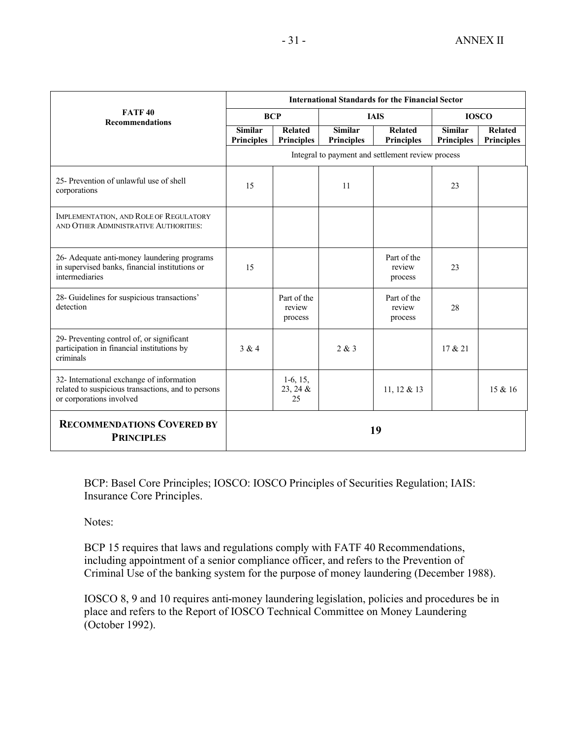| FATF 40 Recommendations | International Standards for the Financial Sector | | | | | |
|---|---|---|---|---|---|---|
| | BCP | | IAIS | | IOSCO | |
| | Similar Principles | Related Principles | Similar Principles | Related Principles | Similar Principles | Related Principles |
| | Integral to payment and settlement review process | | | | | |
| 25- Prevention of unlawful use of shell corporations | 15 | | 11 | | 23 | |
| IMPLEMENTATION, AND ROLE OF REGULATORY AND OTHER ADMINISTRATIVE AUTHORITIES: | | | | | | |
| 26- Adequate anti-money laundering programs in supervised banks, financial institutions or intermediaries | 15 | | | Part of the review process | 23 | |
| 28- Guidelines for suspicious transactions' detection | | Part of the review process | | Part of the review process | 28 | |
| 29- Preventing control of, or significant participation in financial institutions by criminals | 3 & 4 | | 2 & 3 | | 17 & 21 | |
| 32- International exchange of information related to suspicious transactions, and to persons or corporations involved | | 1-6, 15, 23, 24 & 25 | | 11, 12 & 13 | | 15 & 16 |
| **RECOMMENDATIONS COVERED BY PRINCIPLES** | **19** | | | | | |

BCP: Basel Core Principles; IOSCO: IOSCO Principles of Securities Regulation; IAIS: Insurance Core Principles.

Notes:

BCP 15 requires that laws and regulations comply with FATF 40 Recommendations, including appointment of a senior compliance officer, and refers to the Prevention of Criminal Use of the banking system for the purpose of money laundering (December 1988).

IOSCO 8, 9 and 10 requires anti-money laundering legislation, policies and procedures be in place and refers to the Report of IOSCO Technical Committee on Money Laundering (October 1992).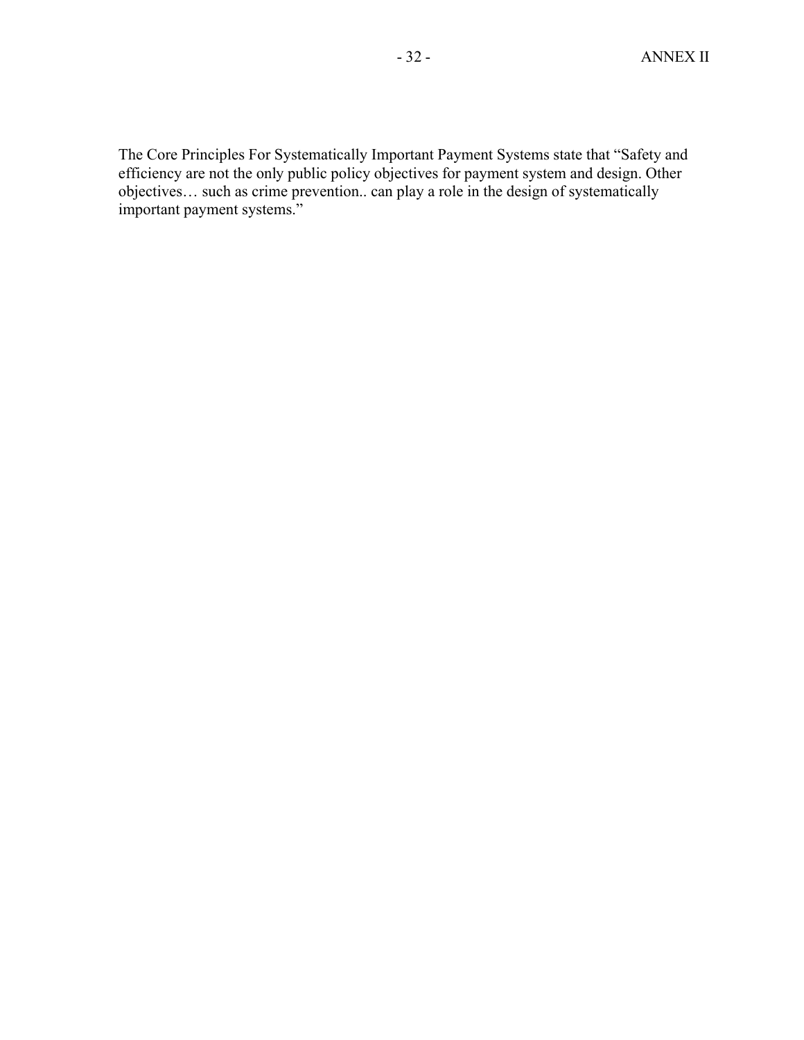The Core Principles For Systematically Important Payment Systems state that "Safety and efficiency are not the only public policy objectives for payment system and design. Other objectives… such as crime prevention.. can play a role in the design of systematically important payment systems."